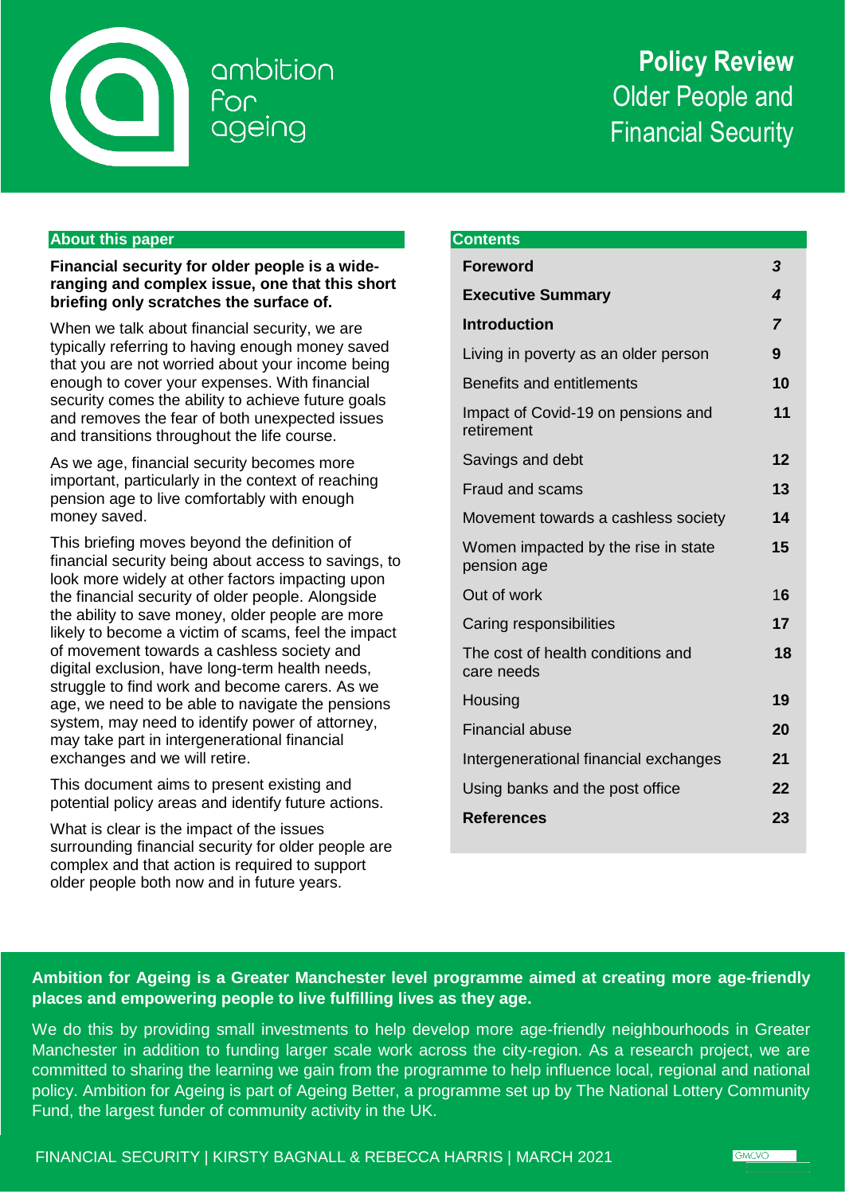ambition for ageing

# Policy Review
## Older People and Financial Security

### About this paper

**Financial security for older people is a wide-ranging and complex issue, one that this short briefing only scratches the surface of.**

When we talk about financial security, we are typically referring to having enough money saved that you are not worried about your income being enough to cover your expenses. With financial security comes the ability to achieve future goals and removes the fear of both unexpected issues and transitions throughout the life course.

As we age, financial security becomes more important, particularly in the context of reaching pension age to live comfortably with enough money saved.

This briefing moves beyond the definition of financial security being about access to savings, to look more widely at other factors impacting upon the financial security of older people. Alongside the ability to save money, older people are more likely to become a victim of scams, feel the impact of movement towards a cashless society and digital exclusion, have long-term health needs, struggle to find work and become carers. As we age, we need to be able to navigate the pensions system, may need to identify power of attorney, may take part in intergenerational financial exchanges and we will retire.

This document aims to present existing and potential policy areas and identify future actions.

What is clear is the impact of the issues surrounding financial security for older people are complex and that action is required to support older people both now and in future years.

### Contents

| | |
|---|---|
| **Foreword** | ***3*** |
| **Executive Summary** | ***4*** |
| **Introduction** | ***7*** |
| Living in poverty as an older person | **9** |
| Benefits and entitlements | **10** |
| Impact of Covid-19 on pensions and retirement | **11** |
| Savings and debt | **12** |
| Fraud and scams | **13** |
| Movement towards a cashless society | **14** |
| Women impacted by the rise in state pension age | **15** |
| Out of work | **16** |
| Caring responsibilities | **17** |
| The cost of health conditions and care needs | **18** |
| Housing | **19** |
| Financial abuse | **20** |
| Intergenerational financial exchanges | **21** |
| Using banks and the post office | **22** |
| **References** | **23** |

**Ambition for Ageing is a Greater Manchester level programme aimed at creating more age-friendly places and empowering people to live fulfilling lives as they age.**

We do this by providing small investments to help develop more age-friendly neighbourhoods in Greater Manchester in addition to funding larger scale work across the city-region. As a research project, we are committed to sharing the learning we gain from the programme to help influence local, regional and national policy. Ambition for Ageing is part of Ageing Better, a programme set up by The National Lottery Community Fund, the largest funder of community activity in the UK.

FINANCIAL SECURITY | KIRSTY BAGNALL & REBECCA HARRIS | MARCH 2021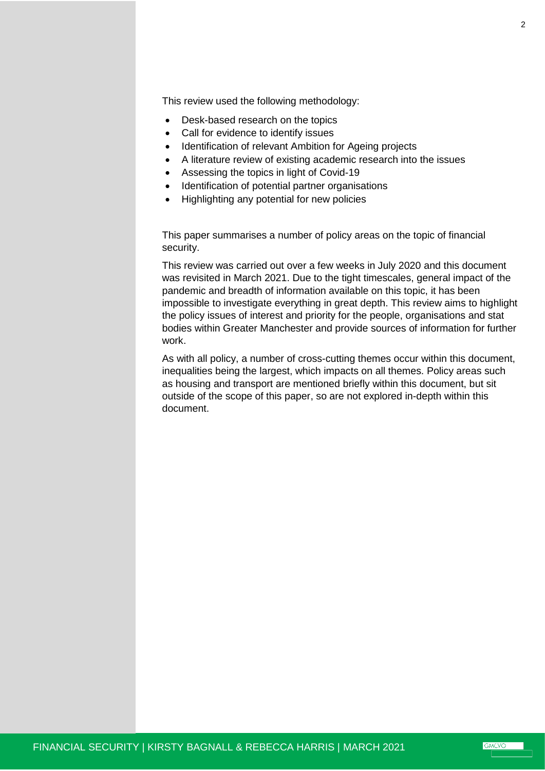This review used the following methodology:

- Desk-based research on the topics
- Call for evidence to identify issues
- Identification of relevant Ambition for Ageing projects
- A literature review of existing academic research into the issues
- Assessing the topics in light of Covid-19
- Identification of potential partner organisations
- Highlighting any potential for new policies

This paper summarises a number of policy areas on the topic of financial security.

This review was carried out over a few weeks in July 2020 and this document was revisited in March 2021. Due to the tight timescales, general impact of the pandemic and breadth of information available on this topic, it has been impossible to investigate everything in great depth. This review aims to highlight the policy issues of interest and priority for the people, organisations and stat bodies within Greater Manchester and provide sources of information for further work.

As with all policy, a number of cross-cutting themes occur within this document, inequalities being the largest, which impacts on all themes. Policy areas such as housing and transport are mentioned briefly within this document, but sit outside of the scope of this paper, so are not explored in-depth within this document.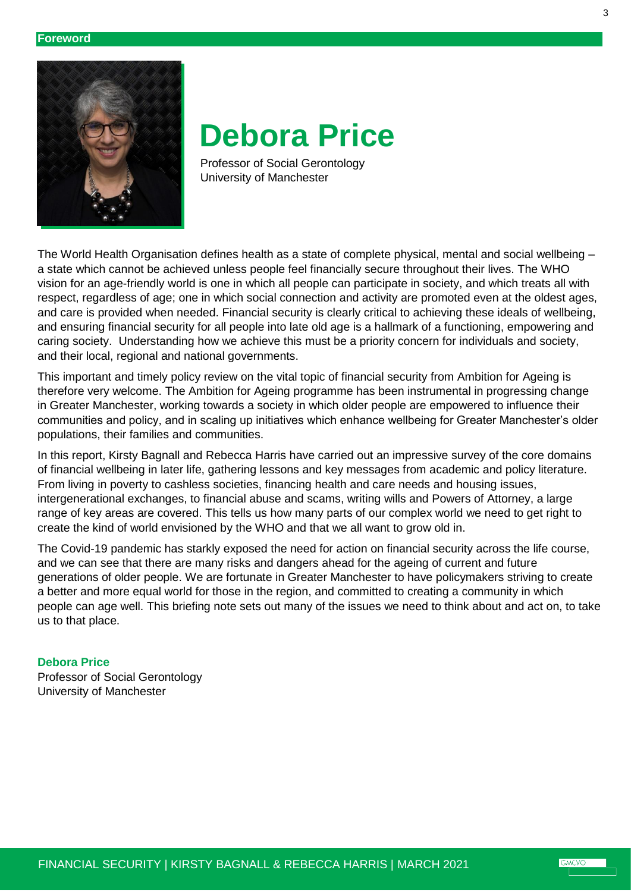## Foreword

# Debora Price

Professor of Social Gerontology
University of Manchester

The World Health Organisation defines health as a state of complete physical, mental and social wellbeing – a state which cannot be achieved unless people feel financially secure throughout their lives. The WHO vision for an age-friendly world is one in which all people can participate in society, and which treats all with respect, regardless of age; one in which social connection and activity are promoted even at the oldest ages, and care is provided when needed. Financial security is clearly critical to achieving these ideals of wellbeing, and ensuring financial security for all people into late old age is a hallmark of a functioning, empowering and caring society. Understanding how we achieve this must be a priority concern for individuals and society, and their local, regional and national governments.

This important and timely policy review on the vital topic of financial security from Ambition for Ageing is therefore very welcome. The Ambition for Ageing programme has been instrumental in progressing change in Greater Manchester, working towards a society in which older people are empowered to influence their communities and policy, and in scaling up initiatives which enhance wellbeing for Greater Manchester's older populations, their families and communities.

In this report, Kirsty Bagnall and Rebecca Harris have carried out an impressive survey of the core domains of financial wellbeing in later life, gathering lessons and key messages from academic and policy literature. From living in poverty to cashless societies, financing health and care needs and housing issues, intergenerational exchanges, to financial abuse and scams, writing wills and Powers of Attorney, a large range of key areas are covered. This tells us how many parts of our complex world we need to get right to create the kind of world envisioned by the WHO and that we all want to grow old in.

The Covid-19 pandemic has starkly exposed the need for action on financial security across the life course, and we can see that there are many risks and dangers ahead for the ageing of current and future generations of older people. We are fortunate in Greater Manchester to have policymakers striving to create a better and more equal world for those in the region, and committed to creating a community in which people can age well. This briefing note sets out many of the issues we need to think about and act on, to take us to that place.

**Debora Price**
Professor of Social Gerontology
University of Manchester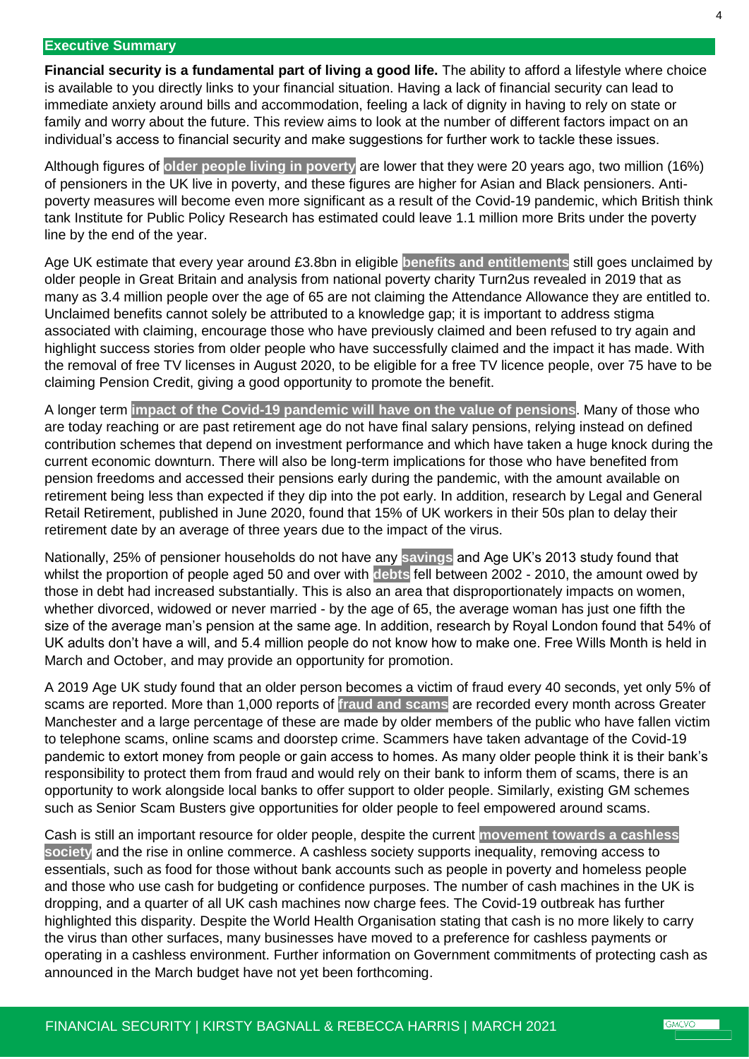## Executive Summary

**Financial security is a fundamental part of living a good life.** The ability to afford a lifestyle where choice is available to you directly links to your financial situation. Having a lack of financial security can lead to immediate anxiety around bills and accommodation, feeling a lack of dignity in having to rely on state or family and worry about the future. This review aims to look at the number of different factors impact on an individual's access to financial security and make suggestions for further work to tackle these issues.

Although figures of **older people living in poverty** are lower that they were 20 years ago, two million (16%) of pensioners in the UK live in poverty, and these figures are higher for Asian and Black pensioners. Anti-poverty measures will become even more significant as a result of the Covid-19 pandemic, which British think tank Institute for Public Policy Research has estimated could leave 1.1 million more Brits under the poverty line by the end of the year.

Age UK estimate that every year around £3.8bn in eligible **benefits and entitlements** still goes unclaimed by older people in Great Britain and analysis from national poverty charity Turn2us revealed in 2019 that as many as 3.4 million people over the age of 65 are not claiming the Attendance Allowance they are entitled to. Unclaimed benefits cannot solely be attributed to a knowledge gap; it is important to address stigma associated with claiming, encourage those who have previously claimed and been refused to try again and highlight success stories from older people who have successfully claimed and the impact it has made. With the removal of free TV licenses in August 2020, to be eligible for a free TV licence people, over 75 have to be claiming Pension Credit, giving a good opportunity to promote the benefit.

A longer term **impact of the Covid-19 pandemic will have on the value of pensions**. Many of those who are today reaching or are past retirement age do not have final salary pensions, relying instead on defined contribution schemes that depend on investment performance and which have taken a huge knock during the current economic downturn. There will also be long-term implications for those who have benefited from pension freedoms and accessed their pensions early during the pandemic, with the amount available on retirement being less than expected if they dip into the pot early. In addition, research by Legal and General Retail Retirement, published in June 2020, found that 15% of UK workers in their 50s plan to delay their retirement date by an average of three years due to the impact of the virus.

Nationally, 25% of pensioner households do not have any **savings** and Age UK's 2013 study found that whilst the proportion of people aged 50 and over with **debts** fell between 2002 - 2010, the amount owed by those in debt had increased substantially. This is also an area that disproportionately impacts on women, whether divorced, widowed or never married - by the age of 65, the average woman has just one fifth the size of the average man's pension at the same age. In addition, research by Royal London found that 54% of UK adults don't have a will, and 5.4 million people do not know how to make one. Free Wills Month is held in March and October, and may provide an opportunity for promotion.

A 2019 Age UK study found that an older person becomes a victim of fraud every 40 seconds, yet only 5% of scams are reported. More than 1,000 reports of **fraud and scams** are recorded every month across Greater Manchester and a large percentage of these are made by older members of the public who have fallen victim to telephone scams, online scams and doorstep crime. Scammers have taken advantage of the Covid-19 pandemic to extort money from people or gain access to homes. As many older people think it is their bank's responsibility to protect them from fraud and would rely on their bank to inform them of scams, there is an opportunity to work alongside local banks to offer support to older people. Similarly, existing GM schemes such as Senior Scam Busters give opportunities for older people to feel empowered around scams.

Cash is still an important resource for older people, despite the current **movement towards a cashless society** and the rise in online commerce. A cashless society supports inequality, removing access to essentials, such as food for those without bank accounts such as people in poverty and homeless people and those who use cash for budgeting or confidence purposes. The number of cash machines in the UK is dropping, and a quarter of all UK cash machines now charge fees. The Covid-19 outbreak has further highlighted this disparity. Despite the World Health Organisation stating that cash is no more likely to carry the virus than other surfaces, many businesses have moved to a preference for cashless payments or operating in a cashless environment. Further information on Government commitments of protecting cash as announced in the March budget have not yet been forthcoming.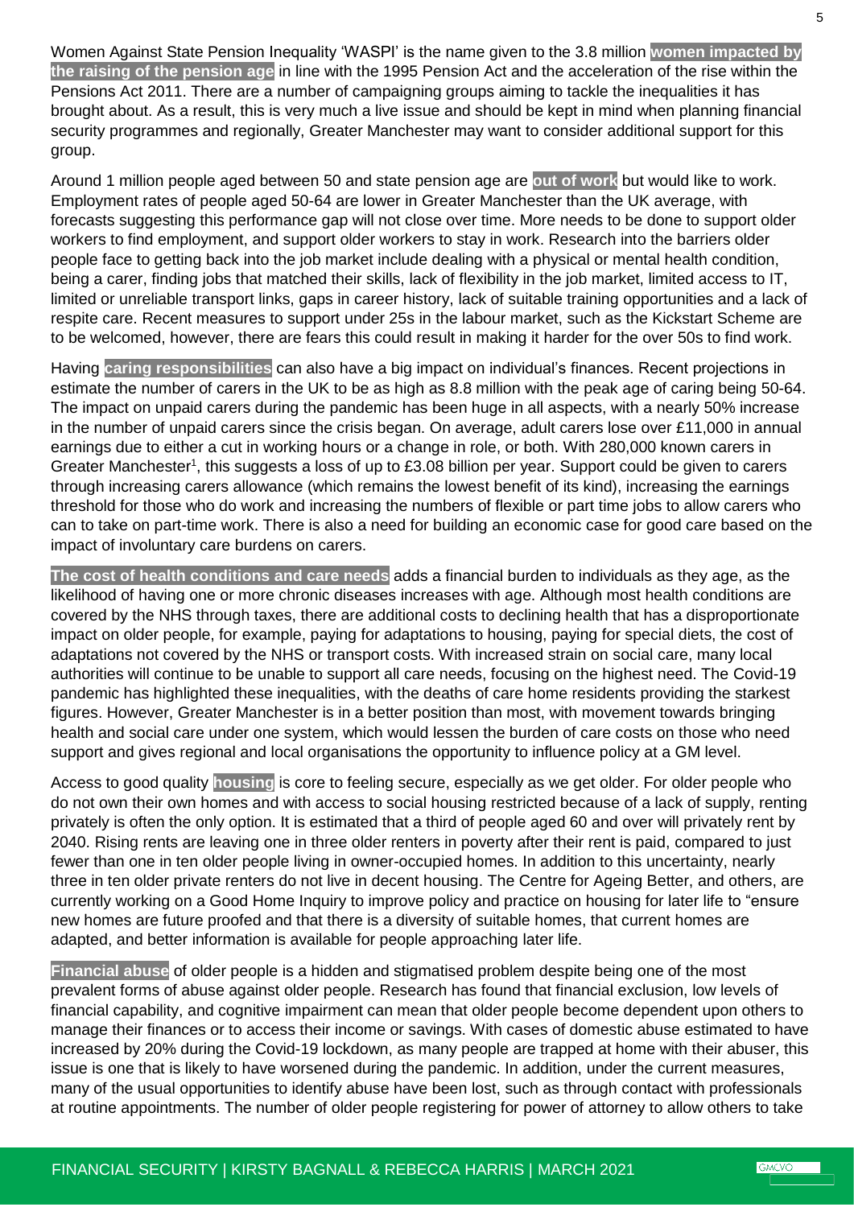Women Against State Pension Inequality 'WASPI' is the name given to the 3.8 million **women impacted by the raising of the pension age** in line with the 1995 Pension Act and the acceleration of the rise within the Pensions Act 2011. There are a number of campaigning groups aiming to tackle the inequalities it has brought about. As a result, this is very much a live issue and should be kept in mind when planning financial security programmes and regionally, Greater Manchester may want to consider additional support for this group.

Around 1 million people aged between 50 and state pension age are **out of work** but would like to work. Employment rates of people aged 50-64 are lower in Greater Manchester than the UK average, with forecasts suggesting this performance gap will not close over time. More needs to be done to support older workers to find employment, and support older workers to stay in work. Research into the barriers older people face to getting back into the job market include dealing with a physical or mental health condition, being a carer, finding jobs that matched their skills, lack of flexibility in the job market, limited access to IT, limited or unreliable transport links, gaps in career history, lack of suitable training opportunities and a lack of respite care. Recent measures to support under 25s in the labour market, such as the Kickstart Scheme are to be welcomed, however, there are fears this could result in making it harder for the over 50s to find work.

Having **caring responsibilities** can also have a big impact on individual's finances. Recent projections in estimate the number of carers in the UK to be as high as 8.8 million with the peak age of caring being 50-64. The impact on unpaid carers during the pandemic has been huge in all aspects, with a nearly 50% increase in the number of unpaid carers since the crisis began. On average, adult carers lose over £11,000 in annual earnings due to either a cut in working hours or a change in role, or both. With 280,000 known carers in Greater Manchester[1], this suggests a loss of up to £3.08 billion per year. Support could be given to carers through increasing carers allowance (which remains the lowest benefit of its kind), increasing the earnings threshold for those who do work and increasing the numbers of flexible or part time jobs to allow carers who can to take on part-time work. There is also a need for building an economic case for good care based on the impact of involuntary care burdens on carers.

**The cost of health conditions and care needs** adds a financial burden to individuals as they age, as the likelihood of having one or more chronic diseases increases with age. Although most health conditions are covered by the NHS through taxes, there are additional costs to declining health that has a disproportionate impact on older people, for example, paying for adaptations to housing, paying for special diets, the cost of adaptations not covered by the NHS or transport costs. With increased strain on social care, many local authorities will continue to be unable to support all care needs, focusing on the highest need. The Covid-19 pandemic has highlighted these inequalities, with the deaths of care home residents providing the starkest figures. However, Greater Manchester is in a better position than most, with movement towards bringing health and social care under one system, which would lessen the burden of care costs on those who need support and gives regional and local organisations the opportunity to influence policy at a GM level.

Access to good quality **housing** is core to feeling secure, especially as we get older. For older people who do not own their own homes and with access to social housing restricted because of a lack of supply, renting privately is often the only option. It is estimated that a third of people aged 60 and over will privately rent by 2040. Rising rents are leaving one in three older renters in poverty after their rent is paid, compared to just fewer than one in ten older people living in owner-occupied homes. In addition to this uncertainty, nearly three in ten older private renters do not live in decent housing. The Centre for Ageing Better, and others, are currently working on a Good Home Inquiry to improve policy and practice on housing for later life to "ensure new homes are future proofed and that there is a diversity of suitable homes, that current homes are adapted, and better information is available for people approaching later life.

**Financial abuse** of older people is a hidden and stigmatised problem despite being one of the most prevalent forms of abuse against older people. Research has found that financial exclusion, low levels of financial capability, and cognitive impairment can mean that older people become dependent upon others to manage their finances or to access their income or savings. With cases of domestic abuse estimated to have increased by 20% during the Covid-19 lockdown, as many people are trapped at home with their abuser, this issue is one that is likely to have worsened during the pandemic. In addition, under the current measures, many of the usual opportunities to identify abuse have been lost, such as through contact with professionals at routine appointments. The number of older people registering for power of attorney to allow others to take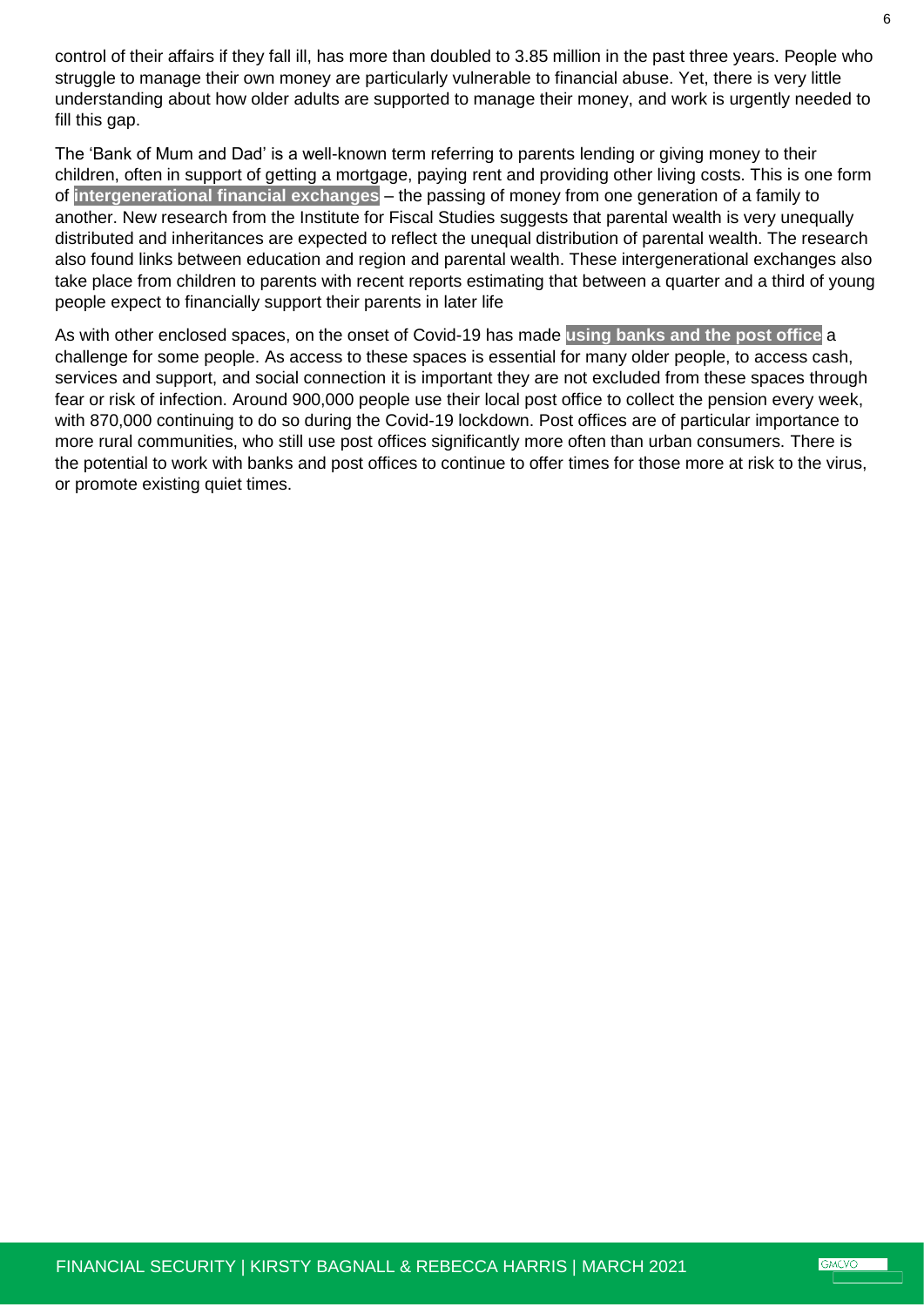control of their affairs if they fall ill, has more than doubled to 3.85 million in the past three years. People who struggle to manage their own money are particularly vulnerable to financial abuse. Yet, there is very little understanding about how older adults are supported to manage their money, and work is urgently needed to fill this gap.

The 'Bank of Mum and Dad' is a well-known term referring to parents lending or giving money to their children, often in support of getting a mortgage, paying rent and providing other living costs. This is one form of **intergenerational financial exchanges** – the passing of money from one generation of a family to another. New research from the Institute for Fiscal Studies suggests that parental wealth is very unequally distributed and inheritances are expected to reflect the unequal distribution of parental wealth. The research also found links between education and region and parental wealth. These intergenerational exchanges also take place from children to parents with recent reports estimating that between a quarter and a third of young people expect to financially support their parents in later life

As with other enclosed spaces, on the onset of Covid-19 has made **using banks and the post office** a challenge for some people. As access to these spaces is essential for many older people, to access cash, services and support, and social connection it is important they are not excluded from these spaces through fear or risk of infection. Around 900,000 people use their local post office to collect the pension every week, with 870,000 continuing to do so during the Covid-19 lockdown. Post offices are of particular importance to more rural communities, who still use post offices significantly more often than urban consumers. There is the potential to work with banks and post offices to continue to offer times for those more at risk to the virus, or promote existing quiet times.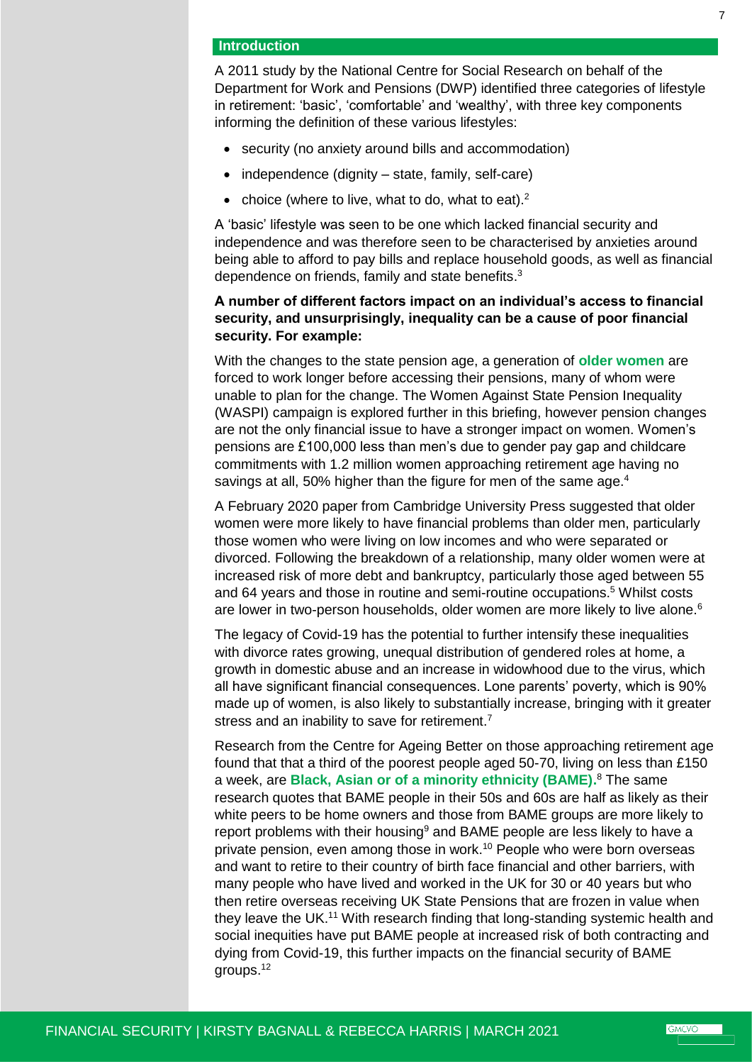## Introduction

A 2011 study by the National Centre for Social Research on behalf of the Department for Work and Pensions (DWP) identified three categories of lifestyle in retirement: 'basic', 'comfortable' and 'wealthy', with three key components informing the definition of these various lifestyles:

- security (no anxiety around bills and accommodation)
- independence (dignity – state, family, self-care)
- choice (where to live, what to do, what to eat).[2]

A 'basic' lifestyle was seen to be one which lacked financial security and independence and was therefore seen to be characterised by anxieties around being able to afford to pay bills and replace household goods, as well as financial dependence on friends, family and state benefits.[3]

**A number of different factors impact on an individual's access to financial security, and unsurprisingly, inequality can be a cause of poor financial security. For example:**

With the changes to the state pension age, a generation of **older women** are forced to work longer before accessing their pensions, many of whom were unable to plan for the change. The Women Against State Pension Inequality (WASPI) campaign is explored further in this briefing, however pension changes are not the only financial issue to have a stronger impact on women. Women's pensions are £100,000 less than men's due to gender pay gap and childcare commitments with 1.2 million women approaching retirement age having no savings at all, 50% higher than the figure for men of the same age.[4]

A February 2020 paper from Cambridge University Press suggested that older women were more likely to have financial problems than older men, particularly those women who were living on low incomes and who were separated or divorced. Following the breakdown of a relationship, many older women were at increased risk of more debt and bankruptcy, particularly those aged between 55 and 64 years and those in routine and semi-routine occupations.[5] Whilst costs are lower in two-person households, older women are more likely to live alone.[6]

The legacy of Covid-19 has the potential to further intensify these inequalities with divorce rates growing, unequal distribution of gendered roles at home, a growth in domestic abuse and an increase in widowhood due to the virus, which all have significant financial consequences. Lone parents' poverty, which is 90% made up of women, is also likely to substantially increase, bringing with it greater stress and an inability to save for retirement.[7]

Research from the Centre for Ageing Better on those approaching retirement age found that that a third of the poorest people aged 50-70, living on less than £150 a week, are **Black, Asian or of a minority ethnicity (BAME).**[8] The same research quotes that BAME people in their 50s and 60s are half as likely as their white peers to be home owners and those from BAME groups are more likely to report problems with their housing[9] and BAME people are less likely to have a private pension, even among those in work.[10] People who were born overseas and want to retire to their country of birth face financial and other barriers, with many people who have lived and worked in the UK for 30 or 40 years but who then retire overseas receiving UK State Pensions that are frozen in value when they leave the UK.[11] With research finding that long-standing systemic health and social inequities have put BAME people at increased risk of both contracting and dying from Covid-19, this further impacts on the financial security of BAME groups.[12]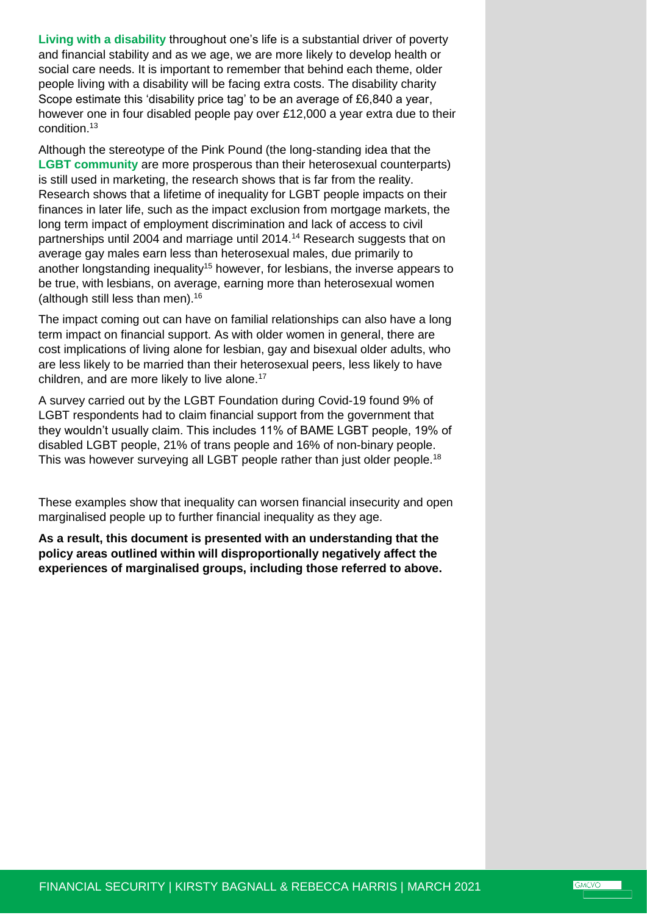**Living with a disability** throughout one's life is a substantial driver of poverty and financial stability and as we age, we are more likely to develop health or social care needs. It is important to remember that behind each theme, older people living with a disability will be facing extra costs. The disability charity Scope estimate this 'disability price tag' to be an average of £6,840 a year, however one in four disabled people pay over £12,000 a year extra due to their condition.[13]

Although the stereotype of the Pink Pound (the long-standing idea that the **LGBT community** are more prosperous than their heterosexual counterparts) is still used in marketing, the research shows that is far from the reality. Research shows that a lifetime of inequality for LGBT people impacts on their finances in later life, such as the impact exclusion from mortgage markets, the long term impact of employment discrimination and lack of access to civil partnerships until 2004 and marriage until 2014.[14] Research suggests that on average gay males earn less than heterosexual males, due primarily to another longstanding inequality[15] however, for lesbians, the inverse appears to be true, with lesbians, on average, earning more than heterosexual women (although still less than men).[16]

The impact coming out can have on familial relationships can also have a long term impact on financial support. As with older women in general, there are cost implications of living alone for lesbian, gay and bisexual older adults, who are less likely to be married than their heterosexual peers, less likely to have children, and are more likely to live alone.[17]

A survey carried out by the LGBT Foundation during Covid-19 found 9% of LGBT respondents had to claim financial support from the government that they wouldn't usually claim. This includes 11% of BAME LGBT people, 19% of disabled LGBT people, 21% of trans people and 16% of non-binary people. This was however surveying all LGBT people rather than just older people.[18]

These examples show that inequality can worsen financial insecurity and open marginalised people up to further financial inequality as they age.

**As a result, this document is presented with an understanding that the policy areas outlined within will disproportionally negatively affect the experiences of marginalised groups, including those referred to above.**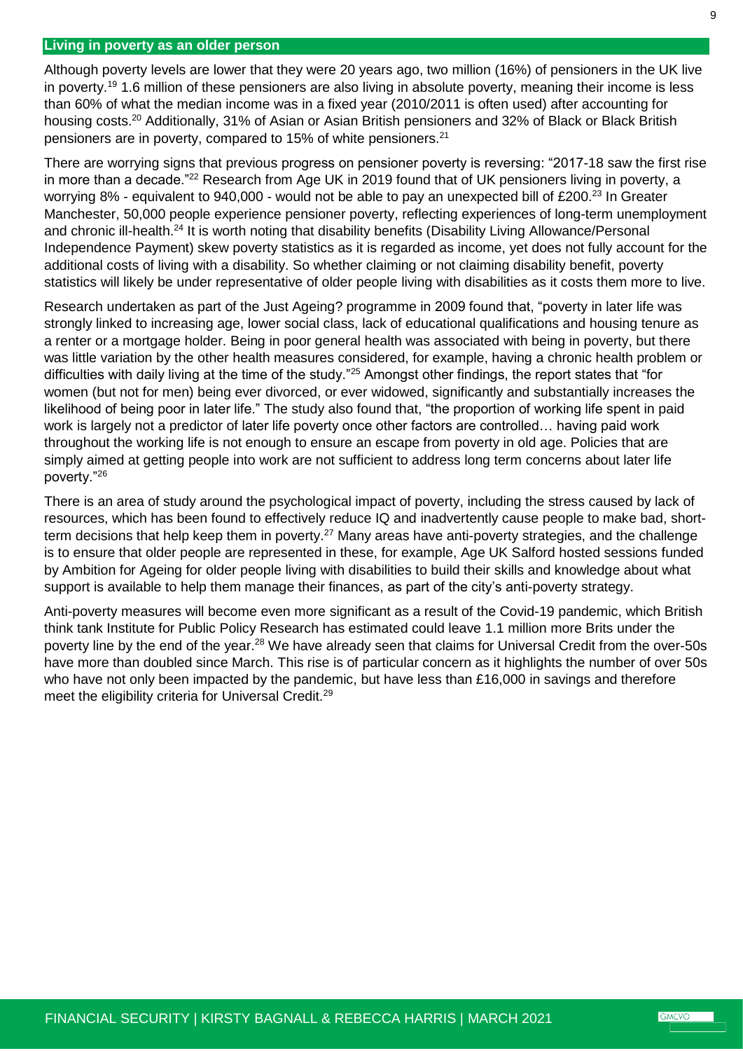## Living in poverty as an older person

Although poverty levels are lower that they were 20 years ago, two million (16%) of pensioners in the UK live in poverty.[19] 1.6 million of these pensioners are also living in absolute poverty, meaning their income is less than 60% of what the median income was in a fixed year (2010/2011 is often used) after accounting for housing costs.[20] Additionally, 31% of Asian or Asian British pensioners and 32% of Black or Black British pensioners are in poverty, compared to 15% of white pensioners.[21]

There are worrying signs that previous progress on pensioner poverty is reversing: "2017-18 saw the first rise in more than a decade."[22] Research from Age UK in 2019 found that of UK pensioners living in poverty, a worrying 8% - equivalent to 940,000 - would not be able to pay an unexpected bill of £200.[23] In Greater Manchester, 50,000 people experience pensioner poverty, reflecting experiences of long-term unemployment and chronic ill-health.[24] It is worth noting that disability benefits (Disability Living Allowance/Personal Independence Payment) skew poverty statistics as it is regarded as income, yet does not fully account for the additional costs of living with a disability. So whether claiming or not claiming disability benefit, poverty statistics will likely be under representative of older people living with disabilities as it costs them more to live.

Research undertaken as part of the Just Ageing? programme in 2009 found that, "poverty in later life was strongly linked to increasing age, lower social class, lack of educational qualifications and housing tenure as a renter or a mortgage holder. Being in poor general health was associated with being in poverty, but there was little variation by the other health measures considered, for example, having a chronic health problem or difficulties with daily living at the time of the study."[25] Amongst other findings, the report states that "for women (but not for men) being ever divorced, or ever widowed, significantly and substantially increases the likelihood of being poor in later life." The study also found that, "the proportion of working life spent in paid work is largely not a predictor of later life poverty once other factors are controlled… having paid work throughout the working life is not enough to ensure an escape from poverty in old age. Policies that are simply aimed at getting people into work are not sufficient to address long term concerns about later life poverty."[26]

There is an area of study around the psychological impact of poverty, including the stress caused by lack of resources, which has been found to effectively reduce IQ and inadvertently cause people to make bad, short-term decisions that help keep them in poverty.[27] Many areas have anti-poverty strategies, and the challenge is to ensure that older people are represented in these, for example, Age UK Salford hosted sessions funded by Ambition for Ageing for older people living with disabilities to build their skills and knowledge about what support is available to help them manage their finances, as part of the city's anti-poverty strategy.

Anti-poverty measures will become even more significant as a result of the Covid-19 pandemic, which British think tank Institute for Public Policy Research has estimated could leave 1.1 million more Brits under the poverty line by the end of the year.[28] We have already seen that claims for Universal Credit from the over-50s have more than doubled since March. This rise is of particular concern as it highlights the number of over 50s who have not only been impacted by the pandemic, but have less than £16,000 in savings and therefore meet the eligibility criteria for Universal Credit.[29]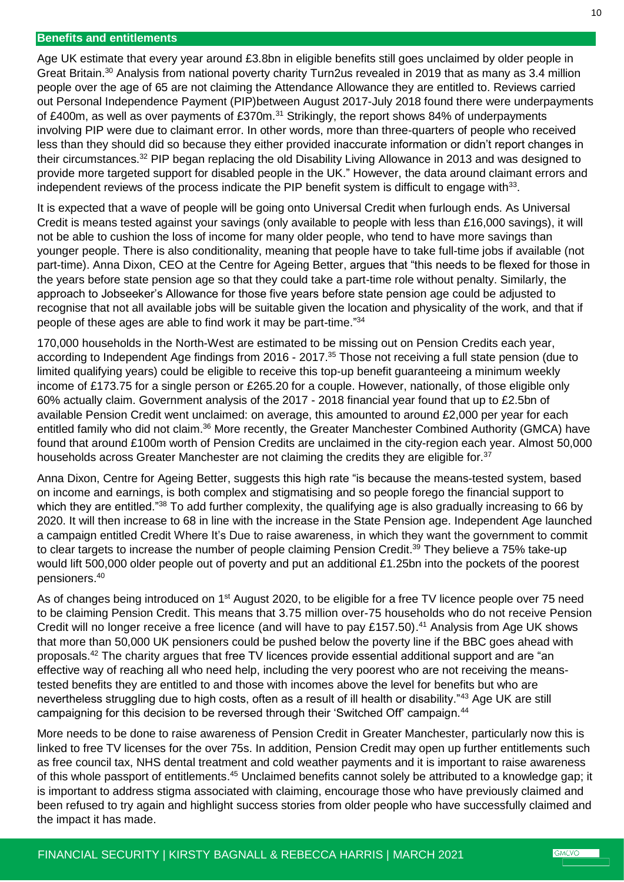## Benefits and entitlements

Age UK estimate that every year around £3.8bn in eligible benefits still goes unclaimed by older people in Great Britain.[30] Analysis from national poverty charity Turn2us revealed in 2019 that as many as 3.4 million people over the age of 65 are not claiming the Attendance Allowance they are entitled to. Reviews carried out Personal Independence Payment (PIP)between August 2017-July 2018 found there were underpayments of £400m, as well as over payments of £370m.[31] Strikingly, the report shows 84% of underpayments involving PIP were due to claimant error. In other words, more than three-quarters of people who received less than they should did so because they either provided inaccurate information or didn't report changes in their circumstances.[32] PIP began replacing the old Disability Living Allowance in 2013 and was designed to provide more targeted support for disabled people in the UK." However, the data around claimant errors and independent reviews of the process indicate the PIP benefit system is difficult to engage with[33].

It is expected that a wave of people will be going onto Universal Credit when furlough ends. As Universal Credit is means tested against your savings (only available to people with less than £16,000 savings), it will not be able to cushion the loss of income for many older people, who tend to have more savings than younger people. There is also conditionality, meaning that people have to take full-time jobs if available (not part-time). Anna Dixon, CEO at the Centre for Ageing Better, argues that "this needs to be flexed for those in the years before state pension age so that they could take a part-time role without penalty. Similarly, the approach to Jobseeker's Allowance for those five years before state pension age could be adjusted to recognise that not all available jobs will be suitable given the location and physicality of the work, and that if people of these ages are able to find work it may be part-time."[34]

170,000 households in the North-West are estimated to be missing out on Pension Credits each year, according to Independent Age findings from 2016 - 2017.[35] Those not receiving a full state pension (due to limited qualifying years) could be eligible to receive this top-up benefit guaranteeing a minimum weekly income of £173.75 for a single person or £265.20 for a couple. However, nationally, of those eligible only 60% actually claim. Government analysis of the 2017 - 2018 financial year found that up to £2.5bn of available Pension Credit went unclaimed: on average, this amounted to around £2,000 per year for each entitled family who did not claim.[36] More recently, the Greater Manchester Combined Authority (GMCA) have found that around £100m worth of Pension Credits are unclaimed in the city-region each year. Almost 50,000 households across Greater Manchester are not claiming the credits they are eligible for.[37]

Anna Dixon, Centre for Ageing Better, suggests this high rate "is because the means-tested system, based on income and earnings, is both complex and stigmatising and so people forego the financial support to which they are entitled."[38] To add further complexity, the qualifying age is also gradually increasing to 66 by 2020. It will then increase to 68 in line with the increase in the State Pension age. Independent Age launched a campaign entitled Credit Where It's Due to raise awareness, in which they want the government to commit to clear targets to increase the number of people claiming Pension Credit.[39] They believe a 75% take-up would lift 500,000 older people out of poverty and put an additional £1.25bn into the pockets of the poorest pensioners.[40]

As of changes being introduced on 1st August 2020, to be eligible for a free TV licence people over 75 need to be claiming Pension Credit. This means that 3.75 million over-75 households who do not receive Pension Credit will no longer receive a free licence (and will have to pay £157.50).[41] Analysis from Age UK shows that more than 50,000 UK pensioners could be pushed below the poverty line if the BBC goes ahead with proposals.[42] The charity argues that free TV licences provide essential additional support and are "an effective way of reaching all who need help, including the very poorest who are not receiving the means-tested benefits they are entitled to and those with incomes above the level for benefits but who are nevertheless struggling due to high costs, often as a result of ill health or disability."[43] Age UK are still campaigning for this decision to be reversed through their 'Switched Off' campaign.[44]

More needs to be done to raise awareness of Pension Credit in Greater Manchester, particularly now this is linked to free TV licenses for the over 75s. In addition, Pension Credit may open up further entitlements such as free council tax, NHS dental treatment and cold weather payments and it is important to raise awareness of this whole passport of entitlements.[45] Unclaimed benefits cannot solely be attributed to a knowledge gap; it is important to address stigma associated with claiming, encourage those who have previously claimed and been refused to try again and highlight success stories from older people who have successfully claimed and the impact it has made.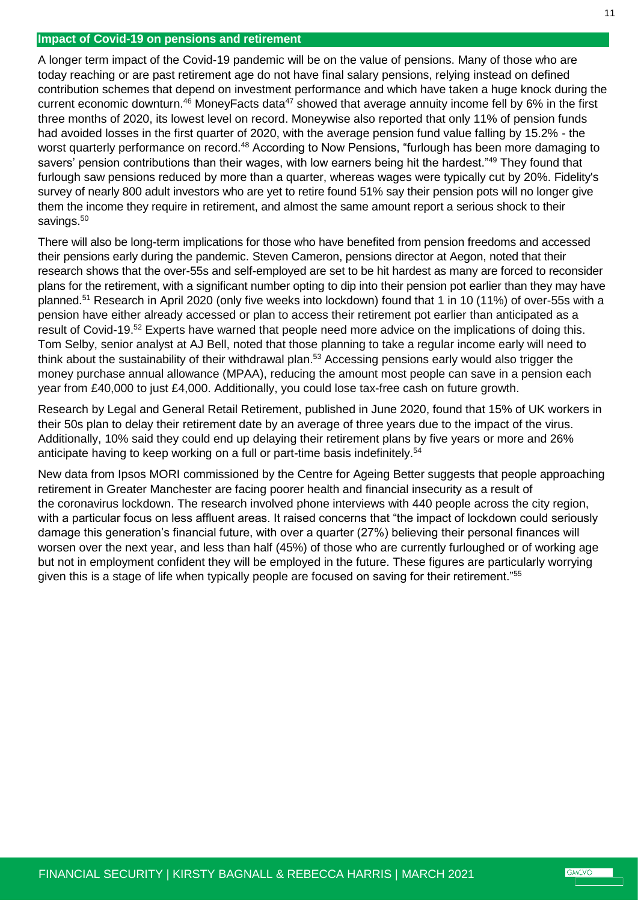## Impact of Covid-19 on pensions and retirement

A longer term impact of the Covid-19 pandemic will be on the value of pensions. Many of those who are today reaching or are past retirement age do not have final salary pensions, relying instead on defined contribution schemes that depend on investment performance and which have taken a huge knock during the current economic downturn.[46] MoneyFacts data[47] showed that average annuity income fell by 6% in the first three months of 2020, its lowest level on record. Moneywise also reported that only 11% of pension funds had avoided losses in the first quarter of 2020, with the average pension fund value falling by 15.2% - the worst quarterly performance on record.[48] According to Now Pensions, "furlough has been more damaging to savers' pension contributions than their wages, with low earners being hit the hardest."[49] They found that furlough saw pensions reduced by more than a quarter, whereas wages were typically cut by 20%. Fidelity's survey of nearly 800 adult investors who are yet to retire found 51% say their pension pots will no longer give them the income they require in retirement, and almost the same amount report a serious shock to their savings.[50]

There will also be long-term implications for those who have benefited from pension freedoms and accessed their pensions early during the pandemic. Steven Cameron, pensions director at Aegon, noted that their research shows that the over-55s and self-employed are set to be hit hardest as many are forced to reconsider plans for the retirement, with a significant number opting to dip into their pension pot earlier than they may have planned.[51] Research in April 2020 (only five weeks into lockdown) found that 1 in 10 (11%) of over-55s with a pension have either already accessed or plan to access their retirement pot earlier than anticipated as a result of Covid-19.[52] Experts have warned that people need more advice on the implications of doing this. Tom Selby, senior analyst at AJ Bell, noted that those planning to take a regular income early will need to think about the sustainability of their withdrawal plan.[53] Accessing pensions early would also trigger the money purchase annual allowance (MPAA), reducing the amount most people can save in a pension each year from £40,000 to just £4,000. Additionally, you could lose tax-free cash on future growth.

Research by Legal and General Retail Retirement, published in June 2020, found that 15% of UK workers in their 50s plan to delay their retirement date by an average of three years due to the impact of the virus. Additionally, 10% said they could end up delaying their retirement plans by five years or more and 26% anticipate having to keep working on a full or part-time basis indefinitely.[54]

New data from Ipsos MORI commissioned by the Centre for Ageing Better suggests that people approaching retirement in Greater Manchester are facing poorer health and financial insecurity as a result of the coronavirus lockdown. The research involved phone interviews with 440 people across the city region, with a particular focus on less affluent areas. It raised concerns that "the impact of lockdown could seriously damage this generation's financial future, with over a quarter (27%) believing their personal finances will worsen over the next year, and less than half (45%) of those who are currently furloughed or of working age but not in employment confident they will be employed in the future. These figures are particularly worrying given this is a stage of life when typically people are focused on saving for their retirement."[55]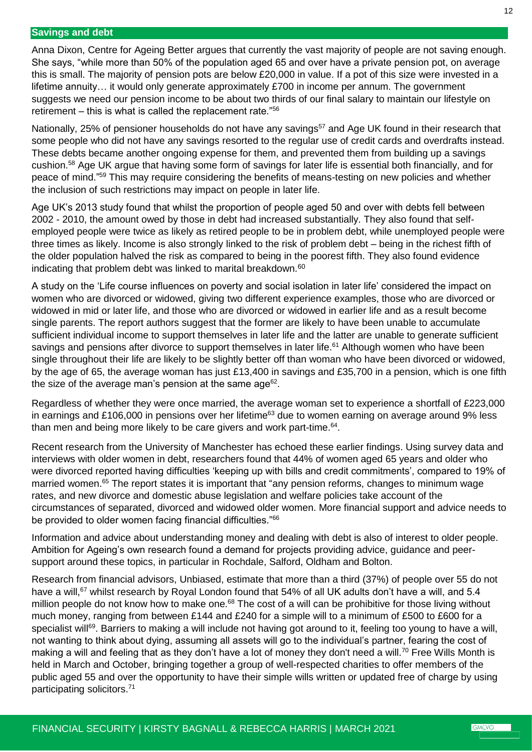## Savings and debt

Anna Dixon, Centre for Ageing Better argues that currently the vast majority of people are not saving enough. She says, "while more than 50% of the population aged 65 and over have a private pension pot, on average this is small. The majority of pension pots are below £20,000 in value. If a pot of this size were invested in a lifetime annuity… it would only generate approximately £700 in income per annum. The government suggests we need our pension income to be about two thirds of our final salary to maintain our lifestyle on retirement – this is what is called the replacement rate."[56]

Nationally, 25% of pensioner households do not have any savings[57] and Age UK found in their research that some people who did not have any savings resorted to the regular use of credit cards and overdrafts instead. These debts became another ongoing expense for them, and prevented them from building up a savings cushion.[58] Age UK argue that having some form of savings for later life is essential both financially, and for peace of mind."[59] This may require considering the benefits of means-testing on new policies and whether the inclusion of such restrictions may impact on people in later life.

Age UK's 2013 study found that whilst the proportion of people aged 50 and over with debts fell between 2002 - 2010, the amount owed by those in debt had increased substantially. They also found that self-employed people were twice as likely as retired people to be in problem debt, while unemployed people were three times as likely. Income is also strongly linked to the risk of problem debt – being in the richest fifth of the older population halved the risk as compared to being in the poorest fifth. They also found evidence indicating that problem debt was linked to marital breakdown.[60]

A study on the 'Life course influences on poverty and social isolation in later life' considered the impact on women who are divorced or widowed, giving two different experience examples, those who are divorced or widowed in mid or later life, and those who are divorced or widowed in earlier life and as a result become single parents. The report authors suggest that the former are likely to have been unable to accumulate sufficient individual income to support themselves in later life and the latter are unable to generate sufficient savings and pensions after divorce to support themselves in later life.[61] Although women who have been single throughout their life are likely to be slightly better off than woman who have been divorced or widowed, by the age of 65, the average woman has just £13,400 in savings and £35,700 in a pension, which is one fifth the size of the average man's pension at the same age[62].

Regardless of whether they were once married, the average woman set to experience a shortfall of £223,000 in earnings and £106,000 in pensions over her lifetime[63] due to women earning on average around 9% less than men and being more likely to be care givers and work part-time.[64].

Recent research from the University of Manchester has echoed these earlier findings. Using survey data and interviews with older women in debt, researchers found that 44% of women aged 65 years and older who were divorced reported having difficulties 'keeping up with bills and credit commitments', compared to 19% of married women.[65] The report states it is important that "any pension reforms, changes to minimum wage rates, and new divorce and domestic abuse legislation and welfare policies take account of the circumstances of separated, divorced and widowed older women. More financial support and advice needs to be provided to older women facing financial difficulties."[66]

Information and advice about understanding money and dealing with debt is also of interest to older people. Ambition for Ageing's own research found a demand for projects providing advice, guidance and peer-support around these topics, in particular in Rochdale, Salford, Oldham and Bolton.

Research from financial advisors, Unbiased, estimate that more than a third (37%) of people over 55 do not have a will,[67] whilst research by Royal London found that 54% of all UK adults don't have a will, and 5.4 million people do not know how to make one.[68] The cost of a will can be prohibitive for those living without much money, ranging from between £144 and £240 for a simple will to a minimum of £500 to £600 for a specialist will[69]. Barriers to making a will include not having got around to it, feeling too young to have a will, not wanting to think about dying, assuming all assets will go to the individual's partner, fearing the cost of making a will and feeling that as they don't have a lot of money they don't need a will.[70] Free Wills Month is held in March and October, bringing together a group of well-respected charities to offer members of the public aged 55 and over the opportunity to have their simple wills written or updated free of charge by using participating solicitors.[71]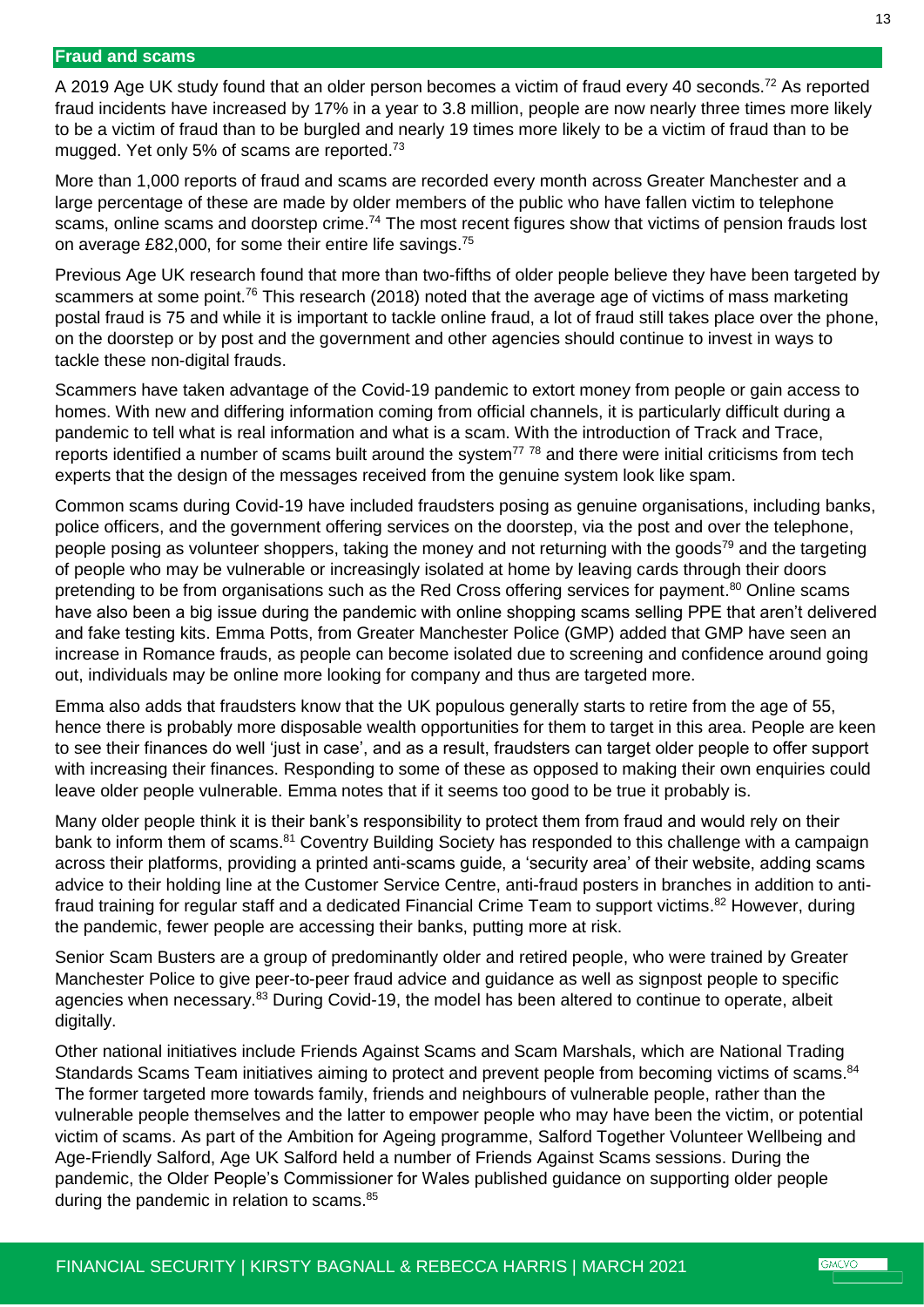## Fraud and scams

A 2019 Age UK study found that an older person becomes a victim of fraud every 40 seconds.[72] As reported fraud incidents have increased by 17% in a year to 3.8 million, people are now nearly three times more likely to be a victim of fraud than to be burgled and nearly 19 times more likely to be a victim of fraud than to be mugged. Yet only 5% of scams are reported.[73]

More than 1,000 reports of fraud and scams are recorded every month across Greater Manchester and a large percentage of these are made by older members of the public who have fallen victim to telephone scams, online scams and doorstep crime.[74] The most recent figures show that victims of pension frauds lost on average £82,000, for some their entire life savings.[75]

Previous Age UK research found that more than two-fifths of older people believe they have been targeted by scammers at some point.[76] This research (2018) noted that the average age of victims of mass marketing postal fraud is 75 and while it is important to tackle online fraud, a lot of fraud still takes place over the phone, on the doorstep or by post and the government and other agencies should continue to invest in ways to tackle these non-digital frauds.

Scammers have taken advantage of the Covid-19 pandemic to extort money from people or gain access to homes. With new and differing information coming from official channels, it is particularly difficult during a pandemic to tell what is real information and what is a scam. With the introduction of Track and Trace, reports identified a number of scams built around the system[77] [78] and there were initial criticisms from tech experts that the design of the messages received from the genuine system look like spam.

Common scams during Covid-19 have included fraudsters posing as genuine organisations, including banks, police officers, and the government offering services on the doorstep, via the post and over the telephone, people posing as volunteer shoppers, taking the money and not returning with the goods[79] and the targeting of people who may be vulnerable or increasingly isolated at home by leaving cards through their doors pretending to be from organisations such as the Red Cross offering services for payment.[80] Online scams have also been a big issue during the pandemic with online shopping scams selling PPE that aren't delivered and fake testing kits. Emma Potts, from Greater Manchester Police (GMP) added that GMP have seen an increase in Romance frauds, as people can become isolated due to screening and confidence around going out, individuals may be online more looking for company and thus are targeted more.

Emma also adds that fraudsters know that the UK populous generally starts to retire from the age of 55, hence there is probably more disposable wealth opportunities for them to target in this area. People are keen to see their finances do well 'just in case', and as a result, fraudsters can target older people to offer support with increasing their finances. Responding to some of these as opposed to making their own enquiries could leave older people vulnerable. Emma notes that if it seems too good to be true it probably is.

Many older people think it is their bank's responsibility to protect them from fraud and would rely on their bank to inform them of scams.[81] Coventry Building Society has responded to this challenge with a campaign across their platforms, providing a printed anti-scams guide, a 'security area' of their website, adding scams advice to their holding line at the Customer Service Centre, anti-fraud posters in branches in addition to anti-fraud training for regular staff and a dedicated Financial Crime Team to support victims.[82] However, during the pandemic, fewer people are accessing their banks, putting more at risk.

Senior Scam Busters are a group of predominantly older and retired people, who were trained by Greater Manchester Police to give peer-to-peer fraud advice and guidance as well as signpost people to specific agencies when necessary.[83] During Covid-19, the model has been altered to continue to operate, albeit digitally.

Other national initiatives include Friends Against Scams and Scam Marshals, which are National Trading Standards Scams Team initiatives aiming to protect and prevent people from becoming victims of scams.[84] The former targeted more towards family, friends and neighbours of vulnerable people, rather than the vulnerable people themselves and the latter to empower people who may have been the victim, or potential victim of scams. As part of the Ambition for Ageing programme, Salford Together Volunteer Wellbeing and Age-Friendly Salford, Age UK Salford held a number of Friends Against Scams sessions. During the pandemic, the Older People's Commissioner for Wales published guidance on supporting older people during the pandemic in relation to scams.[85]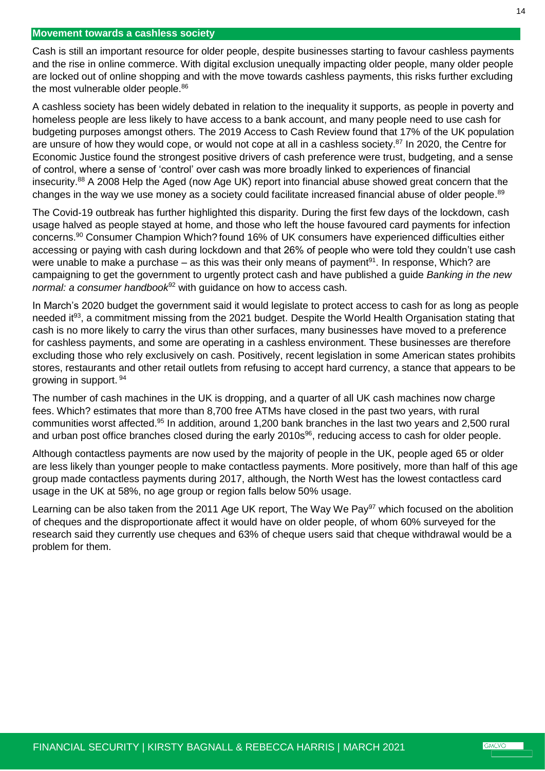## Movement towards a cashless society

Cash is still an important resource for older people, despite businesses starting to favour cashless payments and the rise in online commerce. With digital exclusion unequally impacting older people, many older people are locked out of online shopping and with the move towards cashless payments, this risks further excluding the most vulnerable older people.[86]

A cashless society has been widely debated in relation to the inequality it supports, as people in poverty and homeless people are less likely to have access to a bank account, and many people need to use cash for budgeting purposes amongst others. The 2019 Access to Cash Review found that 17% of the UK population are unsure of how they would cope, or would not cope at all in a cashless society.[87] In 2020, the Centre for Economic Justice found the strongest positive drivers of cash preference were trust, budgeting, and a sense of control, where a sense of 'control' over cash was more broadly linked to experiences of financial insecurity.[88] A 2008 Help the Aged (now Age UK) report into financial abuse showed great concern that the changes in the way we use money as a society could facilitate increased financial abuse of older people.[89]

The Covid-19 outbreak has further highlighted this disparity. During the first few days of the lockdown, cash usage halved as people stayed at home, and those who left the house favoured card payments for infection concerns.[90] Consumer Champion Which? found 16% of UK consumers have experienced difficulties either accessing or paying with cash during lockdown and that 26% of people who were told they couldn't use cash were unable to make a purchase – as this was their only means of payment[91]. In response, Which? are campaigning to get the government to urgently protect cash and have published a guide *Banking in the new normal: a consumer handbook*[92] with guidance on how to access cash.

In March's 2020 budget the government said it would legislate to protect access to cash for as long as people needed it[93], a commitment missing from the 2021 budget. Despite the World Health Organisation stating that cash is no more likely to carry the virus than other surfaces, many businesses have moved to a preference for cashless payments, and some are operating in a cashless environment. These businesses are therefore excluding those who rely exclusively on cash. Positively, recent legislation in some American states prohibits stores, restaurants and other retail outlets from refusing to accept hard currency, a stance that appears to be growing in support. [94]

The number of cash machines in the UK is dropping, and a quarter of all UK cash machines now charge fees. Which? estimates that more than 8,700 free ATMs have closed in the past two years, with rural communities worst affected.[95] In addition, around 1,200 bank branches in the last two years and 2,500 rural and urban post office branches closed during the early 2010s[96], reducing access to cash for older people.

Although contactless payments are now used by the majority of people in the UK, people aged 65 or older are less likely than younger people to make contactless payments. More positively, more than half of this age group made contactless payments during 2017, although, the North West has the lowest contactless card usage in the UK at 58%, no age group or region falls below 50% usage.

Learning can be also taken from the 2011 Age UK report, The Way We Pay[97] which focused on the abolition of cheques and the disproportionate affect it would have on older people, of whom 60% surveyed for the research said they currently use cheques and 63% of cheque users said that cheque withdrawal would be a problem for them.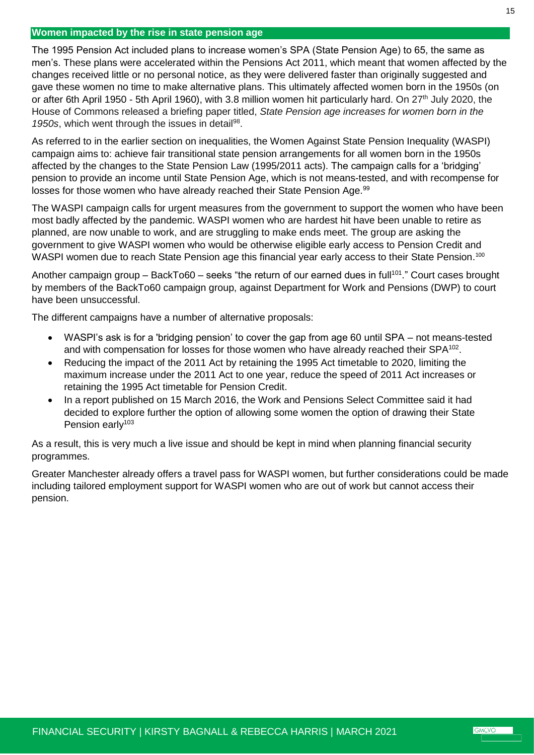## Women impacted by the rise in state pension age

The 1995 Pension Act included plans to increase women's SPA (State Pension Age) to 65, the same as men's. These plans were accelerated within the Pensions Act 2011, which meant that women affected by the changes received little or no personal notice, as they were delivered faster than originally suggested and gave these women no time to make alternative plans. This ultimately affected women born in the 1950s (on or after 6th April 1950 - 5th April 1960), with 3.8 million women hit particularly hard. On 27th July 2020, the House of Commons released a briefing paper titled, *State Pension age increases for women born in the 1950s*, which went through the issues in detail[98].

As referred to in the earlier section on inequalities, the Women Against State Pension Inequality (WASPI) campaign aims to: achieve fair transitional state pension arrangements for all women born in the 1950s affected by the changes to the State Pension Law (1995/2011 acts). The campaign calls for a 'bridging' pension to provide an income until State Pension Age, which is not means-tested, and with recompense for losses for those women who have already reached their State Pension Age.[99]

The WASPI campaign calls for urgent measures from the government to support the women who have been most badly affected by the pandemic. WASPI women who are hardest hit have been unable to retire as planned, are now unable to work, and are struggling to make ends meet. The group are asking the government to give WASPI women who would be otherwise eligible early access to Pension Credit and WASPI women due to reach State Pension age this financial year early access to their State Pension.[100]

Another campaign group – BackTo60 – seeks "the return of our earned dues in full[101]." Court cases brought by members of the BackTo60 campaign group, against Department for Work and Pensions (DWP) to court have been unsuccessful.

The different campaigns have a number of alternative proposals:

- WASPI's ask is for a 'bridging pension' to cover the gap from age 60 until SPA – not means-tested and with compensation for losses for those women who have already reached their SPA[102].
- Reducing the impact of the 2011 Act by retaining the 1995 Act timetable to 2020, limiting the maximum increase under the 2011 Act to one year, reduce the speed of 2011 Act increases or retaining the 1995 Act timetable for Pension Credit.
- In a report published on 15 March 2016, the Work and Pensions Select Committee said it had decided to explore further the option of allowing some women the option of drawing their State Pension early[103]

As a result, this is very much a live issue and should be kept in mind when planning financial security programmes.

Greater Manchester already offers a travel pass for WASPI women, but further considerations could be made including tailored employment support for WASPI women who are out of work but cannot access their pension.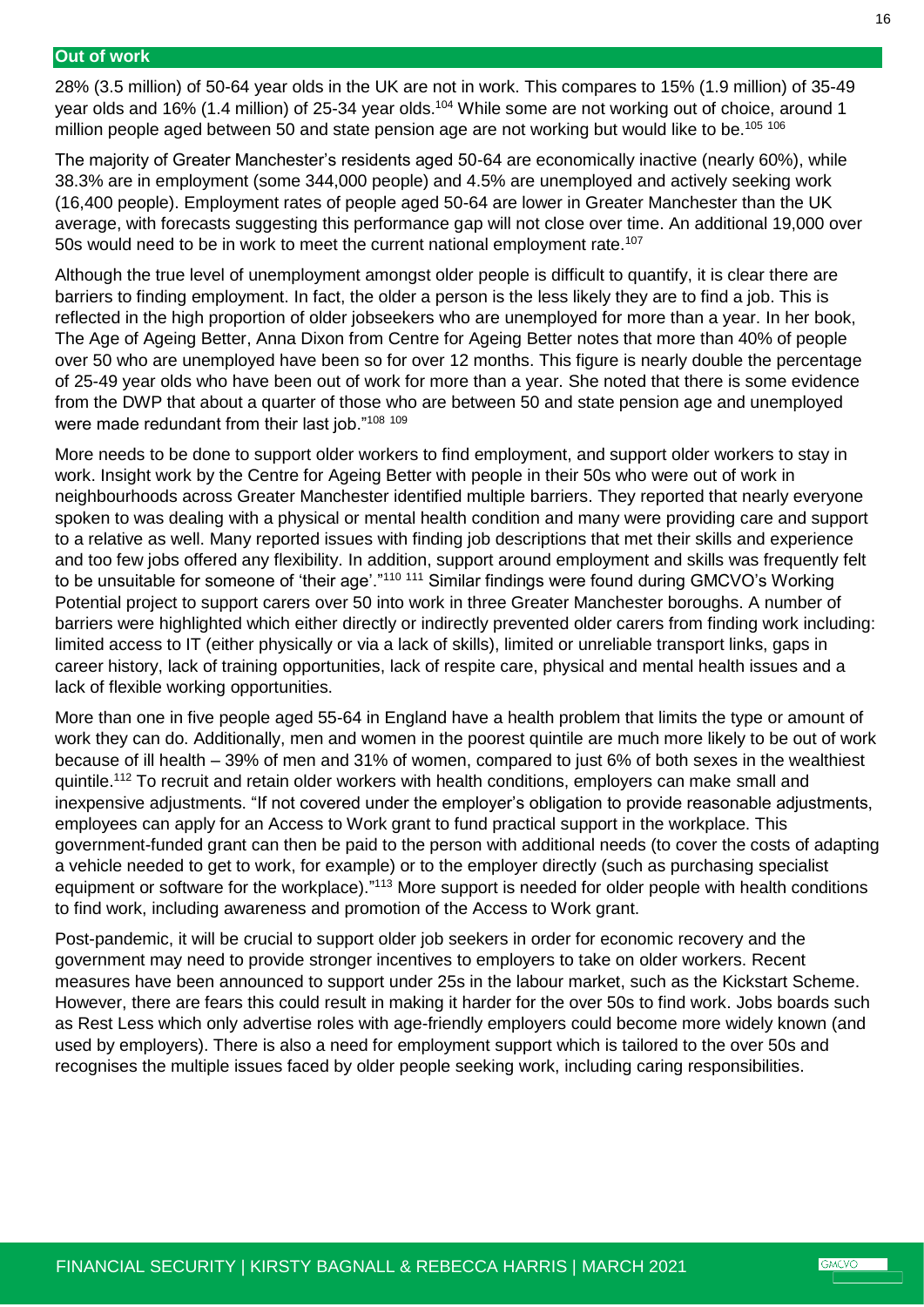## Out of work

28% (3.5 million) of 50-64 year olds in the UK are not in work. This compares to 15% (1.9 million) of 35-49 year olds and 16% (1.4 million) of 25-34 year olds.[104] While some are not working out of choice, around 1 million people aged between 50 and state pension age are not working but would like to be.[105] [106]

The majority of Greater Manchester's residents aged 50-64 are economically inactive (nearly 60%), while 38.3% are in employment (some 344,000 people) and 4.5% are unemployed and actively seeking work (16,400 people). Employment rates of people aged 50-64 are lower in Greater Manchester than the UK average, with forecasts suggesting this performance gap will not close over time. An additional 19,000 over 50s would need to be in work to meet the current national employment rate.[107]

Although the true level of unemployment amongst older people is difficult to quantify, it is clear there are barriers to finding employment. In fact, the older a person is the less likely they are to find a job. This is reflected in the high proportion of older jobseekers who are unemployed for more than a year. In her book, The Age of Ageing Better, Anna Dixon from Centre for Ageing Better notes that more than 40% of people over 50 who are unemployed have been so for over 12 months. This figure is nearly double the percentage of 25-49 year olds who have been out of work for more than a year. She noted that there is some evidence from the DWP that about a quarter of those who are between 50 and state pension age and unemployed were made redundant from their last job."[108] [109]

More needs to be done to support older workers to find employment, and support older workers to stay in work. Insight work by the Centre for Ageing Better with people in their 50s who were out of work in neighbourhoods across Greater Manchester identified multiple barriers. They reported that nearly everyone spoken to was dealing with a physical or mental health condition and many were providing care and support to a relative as well. Many reported issues with finding job descriptions that met their skills and experience and too few jobs offered any flexibility. In addition, support around employment and skills was frequently felt to be unsuitable for someone of 'their age'."[110] [111] Similar findings were found during GMCVO's Working Potential project to support carers over 50 into work in three Greater Manchester boroughs. A number of barriers were highlighted which either directly or indirectly prevented older carers from finding work including: limited access to IT (either physically or via a lack of skills), limited or unreliable transport links, gaps in career history, lack of training opportunities, lack of respite care, physical and mental health issues and a lack of flexible working opportunities.

More than one in five people aged 55-64 in England have a health problem that limits the type or amount of work they can do. Additionally, men and women in the poorest quintile are much more likely to be out of work because of ill health – 39% of men and 31% of women, compared to just 6% of both sexes in the wealthiest quintile.[112] To recruit and retain older workers with health conditions, employers can make small and inexpensive adjustments. "If not covered under the employer's obligation to provide reasonable adjustments, employees can apply for an Access to Work grant to fund practical support in the workplace. This government-funded grant can then be paid to the person with additional needs (to cover the costs of adapting a vehicle needed to get to work, for example) or to the employer directly (such as purchasing specialist equipment or software for the workplace)."[113] More support is needed for older people with health conditions to find work, including awareness and promotion of the Access to Work grant.

Post-pandemic, it will be crucial to support older job seekers in order for economic recovery and the government may need to provide stronger incentives to employers to take on older workers. Recent measures have been announced to support under 25s in the labour market, such as the Kickstart Scheme. However, there are fears this could result in making it harder for the over 50s to find work. Jobs boards such as Rest Less which only advertise roles with age-friendly employers could become more widely known (and used by employers). There is also a need for employment support which is tailored to the over 50s and recognises the multiple issues faced by older people seeking work, including caring responsibilities.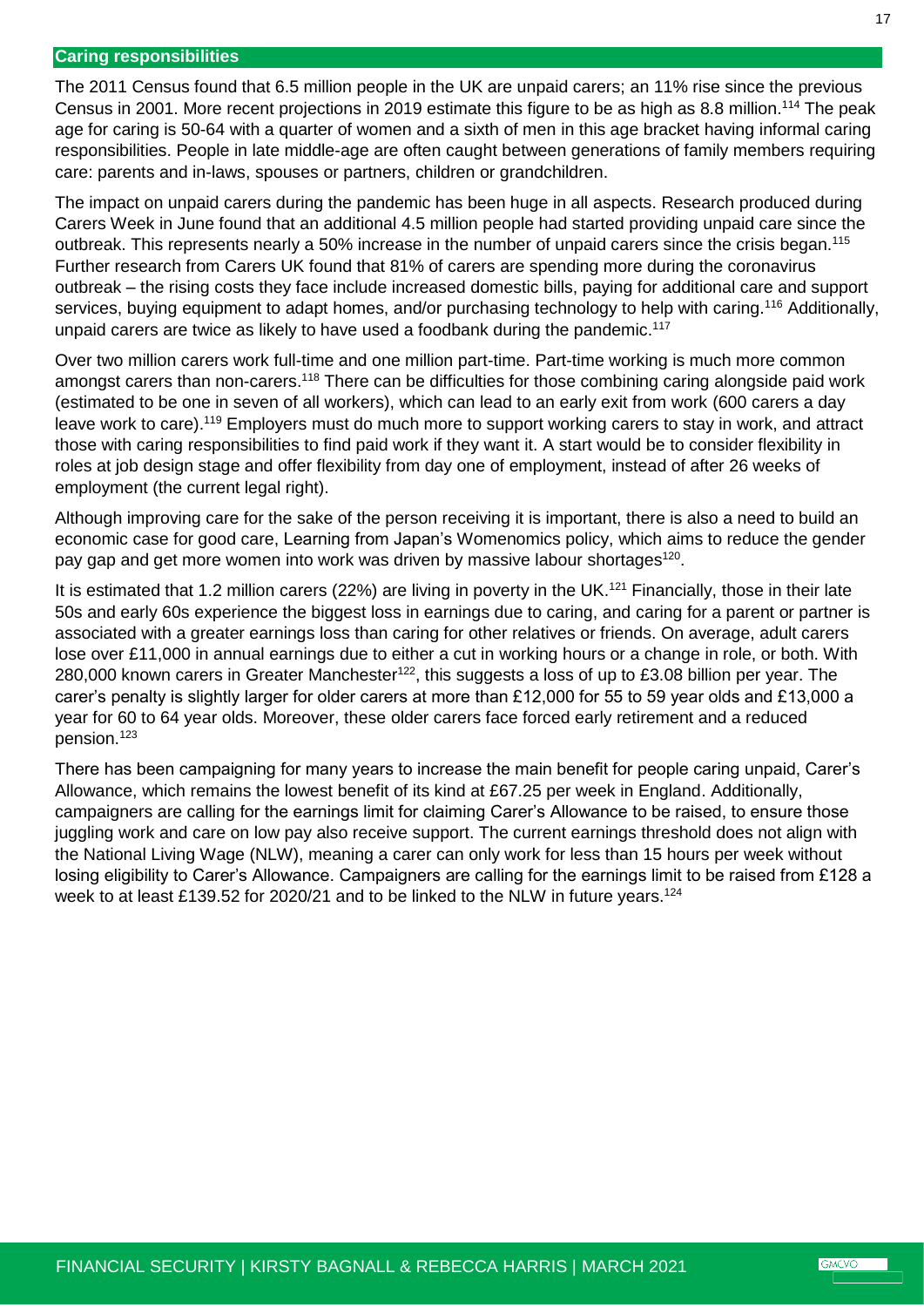## Caring responsibilities

The 2011 Census found that 6.5 million people in the UK are unpaid carers; an 11% rise since the previous Census in 2001. More recent projections in 2019 estimate this figure to be as high as 8.8 million.[114] The peak age for caring is 50-64 with a quarter of women and a sixth of men in this age bracket having informal caring responsibilities. People in late middle-age are often caught between generations of family members requiring care: parents and in-laws, spouses or partners, children or grandchildren.

The impact on unpaid carers during the pandemic has been huge in all aspects. Research produced during Carers Week in June found that an additional 4.5 million people had started providing unpaid care since the outbreak. This represents nearly a 50% increase in the number of unpaid carers since the crisis began.[115] Further research from Carers UK found that 81% of carers are spending more during the coronavirus outbreak – the rising costs they face include increased domestic bills, paying for additional care and support services, buying equipment to adapt homes, and/or purchasing technology to help with caring.[116] Additionally, unpaid carers are twice as likely to have used a foodbank during the pandemic.[117]

Over two million carers work full-time and one million part-time. Part-time working is much more common amongst carers than non-carers.[118] There can be difficulties for those combining caring alongside paid work (estimated to be one in seven of all workers), which can lead to an early exit from work (600 carers a day leave work to care).[119] Employers must do much more to support working carers to stay in work, and attract those with caring responsibilities to find paid work if they want it. A start would be to consider flexibility in roles at job design stage and offer flexibility from day one of employment, instead of after 26 weeks of employment (the current legal right).

Although improving care for the sake of the person receiving it is important, there is also a need to build an economic case for good care, Learning from Japan's Womenomics policy, which aims to reduce the gender pay gap and get more women into work was driven by massive labour shortages[120].

It is estimated that 1.2 million carers (22%) are living in poverty in the UK.[121] Financially, those in their late 50s and early 60s experience the biggest loss in earnings due to caring, and caring for a parent or partner is associated with a greater earnings loss than caring for other relatives or friends. On average, adult carers lose over £11,000 in annual earnings due to either a cut in working hours or a change in role, or both. With 280,000 known carers in Greater Manchester[122], this suggests a loss of up to £3.08 billion per year. The carer's penalty is slightly larger for older carers at more than £12,000 for 55 to 59 year olds and £13,000 a year for 60 to 64 year olds. Moreover, these older carers face forced early retirement and a reduced pension.[123]

There has been campaigning for many years to increase the main benefit for people caring unpaid, Carer's Allowance, which remains the lowest benefit of its kind at £67.25 per week in England. Additionally, campaigners are calling for the earnings limit for claiming Carer's Allowance to be raised, to ensure those juggling work and care on low pay also receive support. The current earnings threshold does not align with the National Living Wage (NLW), meaning a carer can only work for less than 15 hours per week without losing eligibility to Carer's Allowance. Campaigners are calling for the earnings limit to be raised from £128 a week to at least £139.52 for 2020/21 and to be linked to the NLW in future years.[124]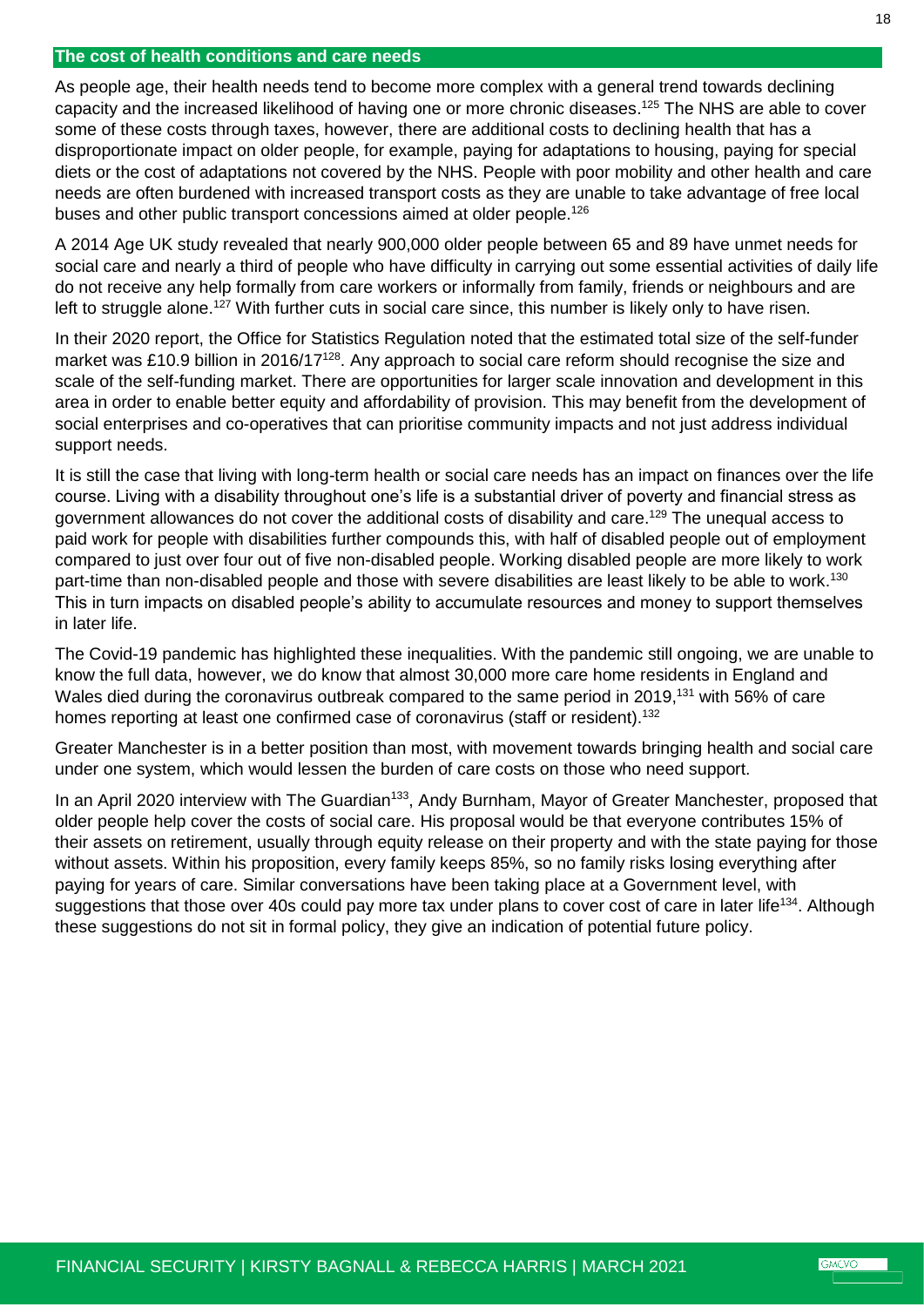## The cost of health conditions and care needs

As people age, their health needs tend to become more complex with a general trend towards declining capacity and the increased likelihood of having one or more chronic diseases.[125] The NHS are able to cover some of these costs through taxes, however, there are additional costs to declining health that has a disproportionate impact on older people, for example, paying for adaptations to housing, paying for special diets or the cost of adaptations not covered by the NHS. People with poor mobility and other health and care needs are often burdened with increased transport costs as they are unable to take advantage of free local buses and other public transport concessions aimed at older people.[126]

A 2014 Age UK study revealed that nearly 900,000 older people between 65 and 89 have unmet needs for social care and nearly a third of people who have difficulty in carrying out some essential activities of daily life do not receive any help formally from care workers or informally from family, friends or neighbours and are left to struggle alone.[127] With further cuts in social care since, this number is likely only to have risen.

In their 2020 report, the Office for Statistics Regulation noted that the estimated total size of the self-funder market was £10.9 billion in 2016/17[128]. Any approach to social care reform should recognise the size and scale of the self-funding market. There are opportunities for larger scale innovation and development in this area in order to enable better equity and affordability of provision. This may benefit from the development of social enterprises and co-operatives that can prioritise community impacts and not just address individual support needs.

It is still the case that living with long-term health or social care needs has an impact on finances over the life course. Living with a disability throughout one's life is a substantial driver of poverty and financial stress as government allowances do not cover the additional costs of disability and care.[129] The unequal access to paid work for people with disabilities further compounds this, with half of disabled people out of employment compared to just over four out of five non-disabled people. Working disabled people are more likely to work part-time than non-disabled people and those with severe disabilities are least likely to be able to work.[130] This in turn impacts on disabled people's ability to accumulate resources and money to support themselves in later life.

The Covid-19 pandemic has highlighted these inequalities. With the pandemic still ongoing, we are unable to know the full data, however, we do know that almost 30,000 more care home residents in England and Wales died during the coronavirus outbreak compared to the same period in 2019,[131] with 56% of care homes reporting at least one confirmed case of coronavirus (staff or resident).[132]

Greater Manchester is in a better position than most, with movement towards bringing health and social care under one system, which would lessen the burden of care costs on those who need support.

In an April 2020 interview with The Guardian[133], Andy Burnham, Mayor of Greater Manchester, proposed that older people help cover the costs of social care. His proposal would be that everyone contributes 15% of their assets on retirement, usually through equity release on their property and with the state paying for those without assets. Within his proposition, every family keeps 85%, so no family risks losing everything after paying for years of care. Similar conversations have been taking place at a Government level, with suggestions that those over 40s could pay more tax under plans to cover cost of care in later life[134]. Although these suggestions do not sit in formal policy, they give an indication of potential future policy.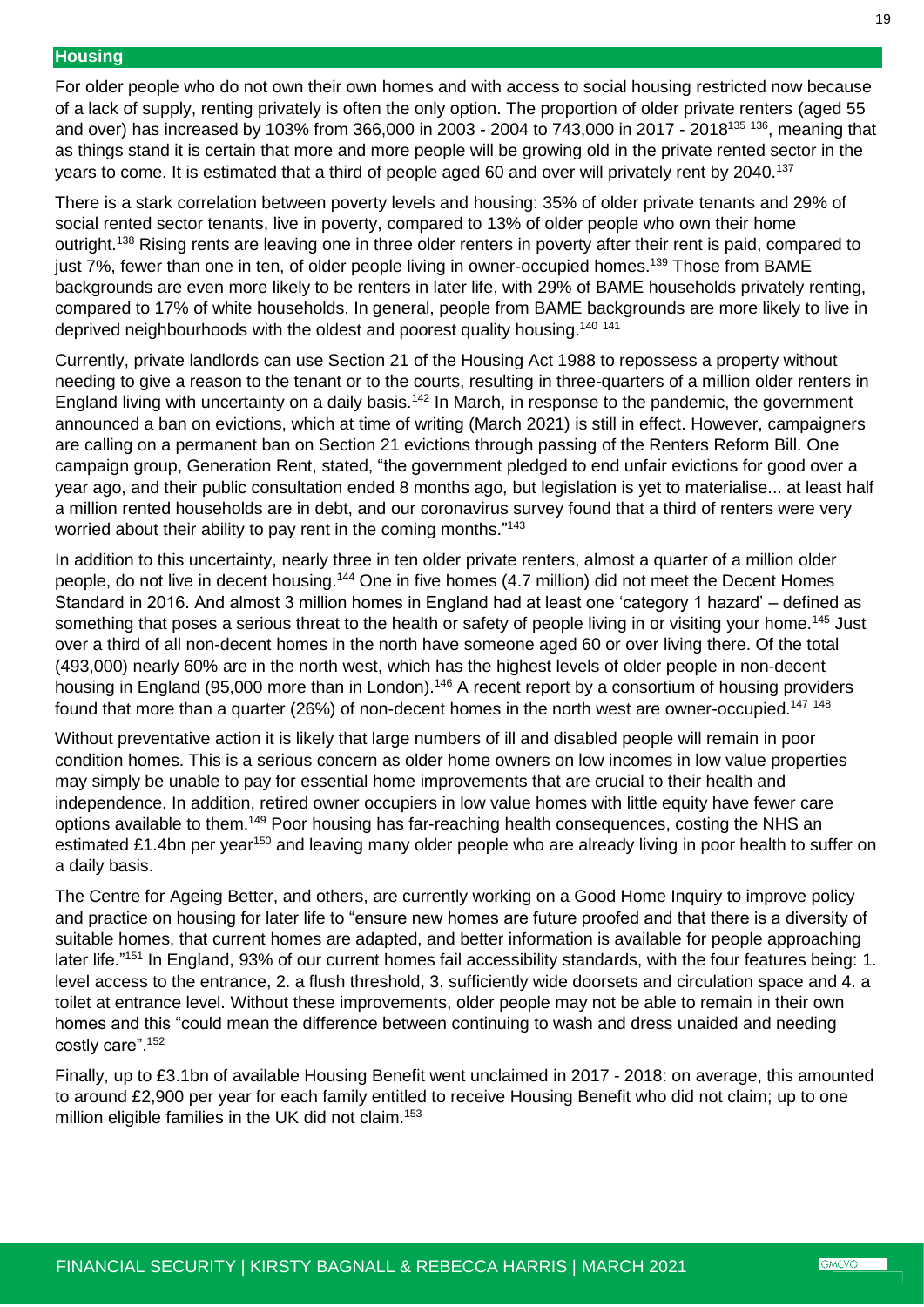## Housing

For older people who do not own their own homes and with access to social housing restricted now because of a lack of supply, renting privately is often the only option. The proportion of older private renters (aged 55 and over) has increased by 103% from 366,000 in 2003 - 2004 to 743,000 in 2017 - 2018[135 136], meaning that as things stand it is certain that more and more people will be growing old in the private rented sector in the years to come. It is estimated that a third of people aged 60 and over will privately rent by 2040.[137]

There is a stark correlation between poverty levels and housing: 35% of older private tenants and 29% of social rented sector tenants, live in poverty, compared to 13% of older people who own their home outright.[138] Rising rents are leaving one in three older renters in poverty after their rent is paid, compared to just 7%, fewer than one in ten, of older people living in owner-occupied homes.[139] Those from BAME backgrounds are even more likely to be renters in later life, with 29% of BAME households privately renting, compared to 17% of white households. In general, people from BAME backgrounds are more likely to live in deprived neighbourhoods with the oldest and poorest quality housing.[140 141]

Currently, private landlords can use Section 21 of the Housing Act 1988 to repossess a property without needing to give a reason to the tenant or to the courts, resulting in three-quarters of a million older renters in England living with uncertainty on a daily basis.[142] In March, in response to the pandemic, the government announced a ban on evictions, which at time of writing (March 2021) is still in effect. However, campaigners are calling on a permanent ban on Section 21 evictions through passing of the Renters Reform Bill. One campaign group, Generation Rent, stated, "the government pledged to end unfair evictions for good over a year ago, and their public consultation ended 8 months ago, but legislation is yet to materialise... at least half a million rented households are in debt, and our coronavirus survey found that a third of renters were very worried about their ability to pay rent in the coming months."[143]

In addition to this uncertainty, nearly three in ten older private renters, almost a quarter of a million older people, do not live in decent housing.[144] One in five homes (4.7 million) did not meet the Decent Homes Standard in 2016. And almost 3 million homes in England had at least one 'category 1 hazard' – defined as something that poses a serious threat to the health or safety of people living in or visiting your home.[145] Just over a third of all non-decent homes in the north have someone aged 60 or over living there. Of the total (493,000) nearly 60% are in the north west, which has the highest levels of older people in non-decent housing in England (95,000 more than in London).[146] A recent report by a consortium of housing providers found that more than a quarter (26%) of non-decent homes in the north west are owner-occupied.[147 148]

Without preventative action it is likely that large numbers of ill and disabled people will remain in poor condition homes. This is a serious concern as older home owners on low incomes in low value properties may simply be unable to pay for essential home improvements that are crucial to their health and independence. In addition, retired owner occupiers in low value homes with little equity have fewer care options available to them.[149] Poor housing has far-reaching health consequences, costing the NHS an estimated £1.4bn per year[150] and leaving many older people who are already living in poor health to suffer on a daily basis.

The Centre for Ageing Better, and others, are currently working on a Good Home Inquiry to improve policy and practice on housing for later life to "ensure new homes are future proofed and that there is a diversity of suitable homes, that current homes are adapted, and better information is available for people approaching later life."[151] In England, 93% of our current homes fail accessibility standards, with the four features being: 1. level access to the entrance, 2. a flush threshold, 3. sufficiently wide doorsets and circulation space and 4. a toilet at entrance level. Without these improvements, older people may not be able to remain in their own homes and this "could mean the difference between continuing to wash and dress unaided and needing costly care".[152]

Finally, up to £3.1bn of available Housing Benefit went unclaimed in 2017 - 2018: on average, this amounted to around £2,900 per year for each family entitled to receive Housing Benefit who did not claim; up to one million eligible families in the UK did not claim.[153]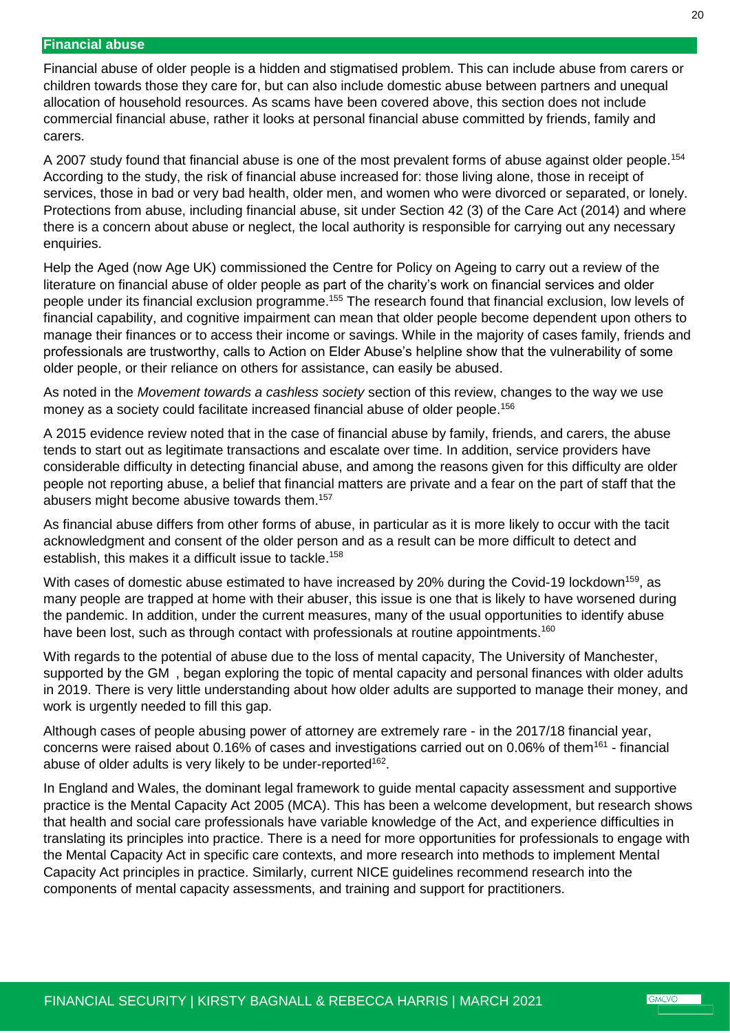## Financial abuse

Financial abuse of older people is a hidden and stigmatised problem. This can include abuse from carers or children towards those they care for, but can also include domestic abuse between partners and unequal allocation of household resources. As scams have been covered above, this section does not include commercial financial abuse, rather it looks at personal financial abuse committed by friends, family and carers.

A 2007 study found that financial abuse is one of the most prevalent forms of abuse against older people.[154] According to the study, the risk of financial abuse increased for: those living alone, those in receipt of services, those in bad or very bad health, older men, and women who were divorced or separated, or lonely. Protections from abuse, including financial abuse, sit under Section 42 (3) of the Care Act (2014) and where there is a concern about abuse or neglect, the local authority is responsible for carrying out any necessary enquiries.

Help the Aged (now Age UK) commissioned the Centre for Policy on Ageing to carry out a review of the literature on financial abuse of older people as part of the charity's work on financial services and older people under its financial exclusion programme.[155] The research found that financial exclusion, low levels of financial capability, and cognitive impairment can mean that older people become dependent upon others to manage their finances or to access their income or savings. While in the majority of cases family, friends and professionals are trustworthy, calls to Action on Elder Abuse's helpline show that the vulnerability of some older people, or their reliance on others for assistance, can easily be abused.

As noted in the *Movement towards a cashless society* section of this review, changes to the way we use money as a society could facilitate increased financial abuse of older people.[156]

A 2015 evidence review noted that in the case of financial abuse by family, friends, and carers, the abuse tends to start out as legitimate transactions and escalate over time. In addition, service providers have considerable difficulty in detecting financial abuse, and among the reasons given for this difficulty are older people not reporting abuse, a belief that financial matters are private and a fear on the part of staff that the abusers might become abusive towards them.[157]

As financial abuse differs from other forms of abuse, in particular as it is more likely to occur with the tacit acknowledgment and consent of the older person and as a result can be more difficult to detect and establish, this makes it a difficult issue to tackle.[158]

With cases of domestic abuse estimated to have increased by 20% during the Covid-19 lockdown[159], as many people are trapped at home with their abuser, this issue is one that is likely to have worsened during the pandemic. In addition, under the current measures, many of the usual opportunities to identify abuse have been lost, such as through contact with professionals at routine appointments.[160]

With regards to the potential of abuse due to the loss of mental capacity, The University of Manchester, supported by the GM , began exploring the topic of mental capacity and personal finances with older adults in 2019. There is very little understanding about how older adults are supported to manage their money, and work is urgently needed to fill this gap.

Although cases of people abusing power of attorney are extremely rare - in the 2017/18 financial year, concerns were raised about 0.16% of cases and investigations carried out on 0.06% of them[161] - financial abuse of older adults is very likely to be under-reported[162].

In England and Wales, the dominant legal framework to guide mental capacity assessment and supportive practice is the Mental Capacity Act 2005 (MCA). This has been a welcome development, but research shows that health and social care professionals have variable knowledge of the Act, and experience difficulties in translating its principles into practice. There is a need for more opportunities for professionals to engage with the Mental Capacity Act in specific care contexts, and more research into methods to implement Mental Capacity Act principles in practice. Similarly, current NICE guidelines recommend research into the components of mental capacity assessments, and training and support for practitioners.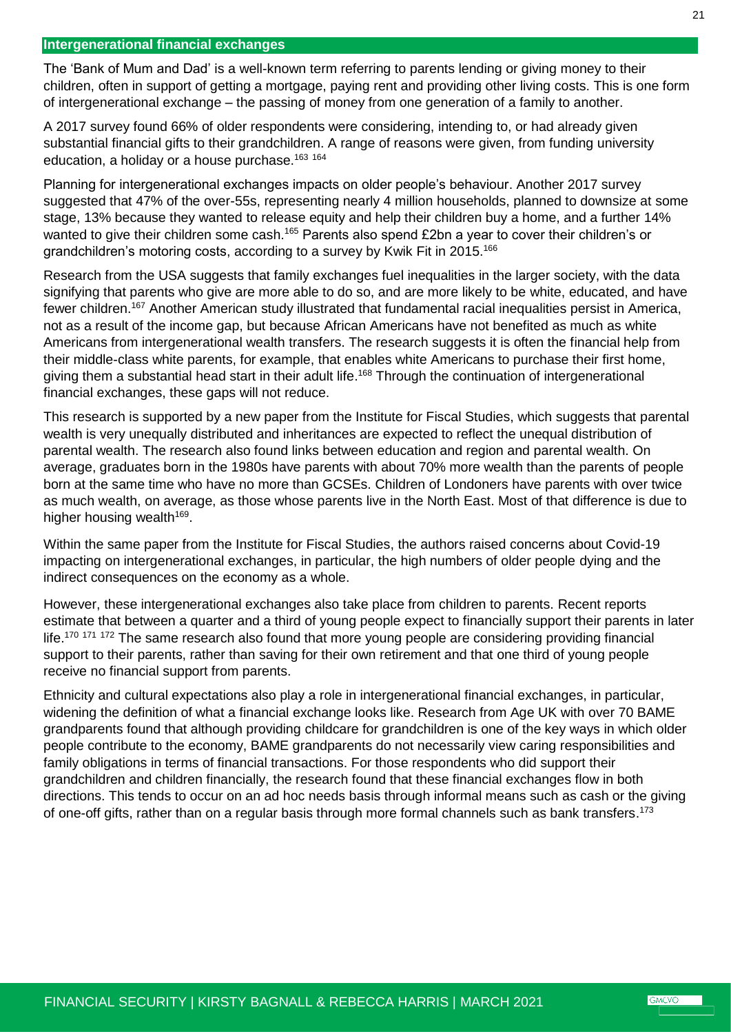## Intergenerational financial exchanges

The 'Bank of Mum and Dad' is a well-known term referring to parents lending or giving money to their children, often in support of getting a mortgage, paying rent and providing other living costs. This is one form of intergenerational exchange – the passing of money from one generation of a family to another.

A 2017 survey found 66% of older respondents were considering, intending to, or had already given substantial financial gifts to their grandchildren. A range of reasons were given, from funding university education, a holiday or a house purchase.[163 164]

Planning for intergenerational exchanges impacts on older people's behaviour. Another 2017 survey suggested that 47% of the over-55s, representing nearly 4 million households, planned to downsize at some stage, 13% because they wanted to release equity and help their children buy a home, and a further 14% wanted to give their children some cash.[165] Parents also spend £2bn a year to cover their children's or grandchildren's motoring costs, according to a survey by Kwik Fit in 2015.[166]

Research from the USA suggests that family exchanges fuel inequalities in the larger society, with the data signifying that parents who give are more able to do so, and are more likely to be white, educated, and have fewer children.[167] Another American study illustrated that fundamental racial inequalities persist in America, not as a result of the income gap, but because African Americans have not benefited as much as white Americans from intergenerational wealth transfers. The research suggests it is often the financial help from their middle-class white parents, for example, that enables white Americans to purchase their first home, giving them a substantial head start in their adult life.[168] Through the continuation of intergenerational financial exchanges, these gaps will not reduce.

This research is supported by a new paper from the Institute for Fiscal Studies, which suggests that parental wealth is very unequally distributed and inheritances are expected to reflect the unequal distribution of parental wealth. The research also found links between education and region and parental wealth. On average, graduates born in the 1980s have parents with about 70% more wealth than the parents of people born at the same time who have no more than GCSEs. Children of Londoners have parents with over twice as much wealth, on average, as those whose parents live in the North East. Most of that difference is due to higher housing wealth[169].

Within the same paper from the Institute for Fiscal Studies, the authors raised concerns about Covid-19 impacting on intergenerational exchanges, in particular, the high numbers of older people dying and the indirect consequences on the economy as a whole.

However, these intergenerational exchanges also take place from children to parents. Recent reports estimate that between a quarter and a third of young people expect to financially support their parents in later life.[170 171 172] The same research also found that more young people are considering providing financial support to their parents, rather than saving for their own retirement and that one third of young people receive no financial support from parents.

Ethnicity and cultural expectations also play a role in intergenerational financial exchanges, in particular, widening the definition of what a financial exchange looks like. Research from Age UK with over 70 BAME grandparents found that although providing childcare for grandchildren is one of the key ways in which older people contribute to the economy, BAME grandparents do not necessarily view caring responsibilities and family obligations in terms of financial transactions. For those respondents who did support their grandchildren and children financially, the research found that these financial exchanges flow in both directions. This tends to occur on an ad hoc needs basis through informal means such as cash or the giving of one-off gifts, rather than on a regular basis through more formal channels such as bank transfers.[173]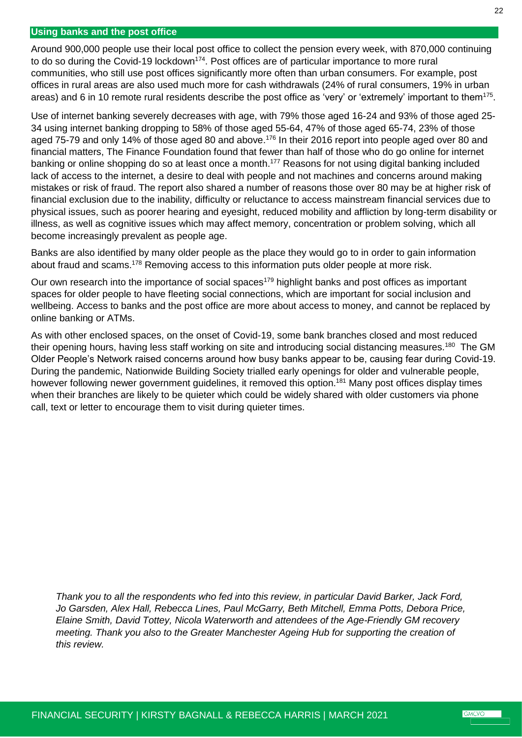## Using banks and the post office

Around 900,000 people use their local post office to collect the pension every week, with 870,000 continuing to do so during the Covid-19 lockdown[174]. Post offices are of particular importance to more rural communities, who still use post offices significantly more often than urban consumers. For example, post offices in rural areas are also used much more for cash withdrawals (24% of rural consumers, 19% in urban areas) and 6 in 10 remote rural residents describe the post office as 'very' or 'extremely' important to them[175].

Use of internet banking severely decreases with age, with 79% those aged 16-24 and 93% of those aged 25-34 using internet banking dropping to 58% of those aged 55-64, 47% of those aged 65-74, 23% of those aged 75-79 and only 14% of those aged 80 and above.[176] In their 2016 report into people aged over 80 and financial matters, The Finance Foundation found that fewer than half of those who do go online for internet banking or online shopping do so at least once a month.[177] Reasons for not using digital banking included lack of access to the internet, a desire to deal with people and not machines and concerns around making mistakes or risk of fraud. The report also shared a number of reasons those over 80 may be at higher risk of financial exclusion due to the inability, difficulty or reluctance to access mainstream financial services due to physical issues, such as poorer hearing and eyesight, reduced mobility and affliction by long-term disability or illness, as well as cognitive issues which may affect memory, concentration or problem solving, which all become increasingly prevalent as people age.

Banks are also identified by many older people as the place they would go to in order to gain information about fraud and scams.[178] Removing access to this information puts older people at more risk.

Our own research into the importance of social spaces[179] highlight banks and post offices as important spaces for older people to have fleeting social connections, which are important for social inclusion and wellbeing. Access to banks and the post office are more about access to money, and cannot be replaced by online banking or ATMs.

As with other enclosed spaces, on the onset of Covid-19, some bank branches closed and most reduced their opening hours, having less staff working on site and introducing social distancing measures.[180] The GM Older People's Network raised concerns around how busy banks appear to be, causing fear during Covid-19. During the pandemic, Nationwide Building Society trialled early openings for older and vulnerable people, however following newer government guidelines, it removed this option.[181] Many post offices display times when their branches are likely to be quieter which could be widely shared with older customers via phone call, text or letter to encourage them to visit during quieter times.

*Thank you to all the respondents who fed into this review, in particular David Barker, Jack Ford, Jo Garsden, Alex Hall, Rebecca Lines, Paul McGarry, Beth Mitchell, Emma Potts, Debora Price, Elaine Smith, David Tottey, Nicola Waterworth and attendees of the Age-Friendly GM recovery meeting. Thank you also to the Greater Manchester Ageing Hub for supporting the creation of this review.*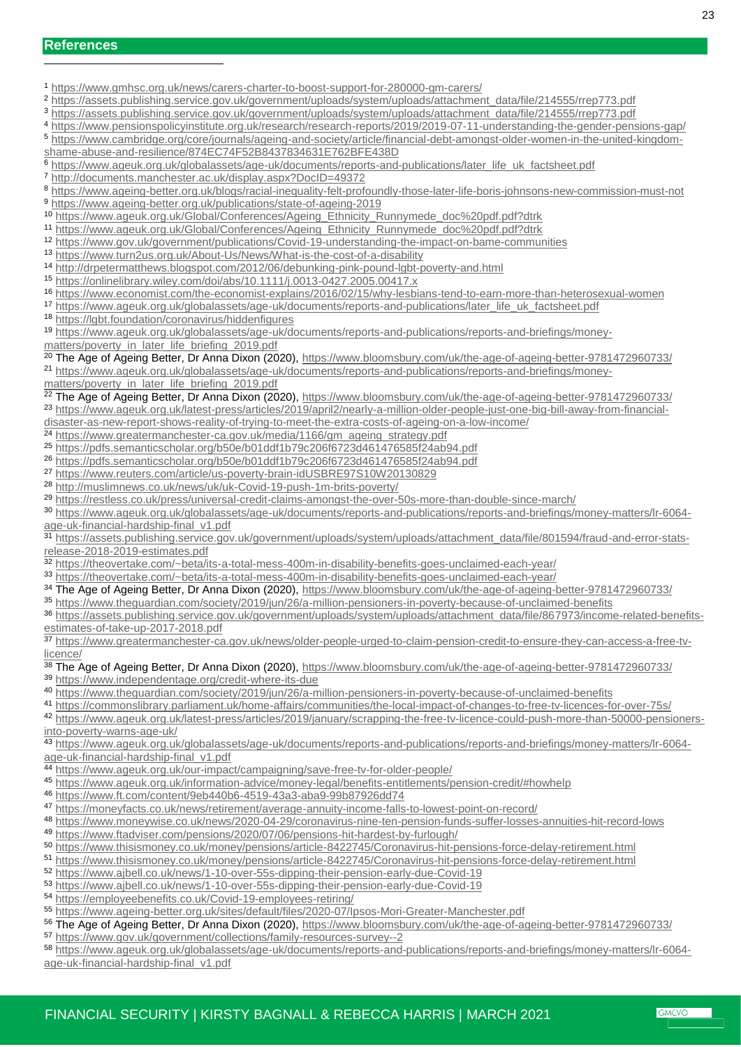## References

[1] https://www.gmhsc.org.uk/news/carers-charter-to-boost-support-for-280000-gm-carers/

[2] https://assets.publishing.service.gov.uk/government/uploads/system/uploads/attachment_data/file/214555/rrep773.pdf

[3] https://assets.publishing.service.gov.uk/government/uploads/system/uploads/attachment_data/file/214555/rrep773.pdf

[4] https://www.pensionspolicyinstitute.org.uk/research/research-reports/2019/2019-07-11-understanding-the-gender-pensions-gap/

[5] https://www.cambridge.org/core/journals/ageing-and-society/article/financial-debt-amongst-older-women-in-the-united-kingdom-shame-abuse-and-resilience/874EC74F52B8437834631E762BFE438D

[6] https://www.ageuk.org.uk/globalassets/age-uk/documents/reports-and-publications/later_life_uk_factsheet.pdf

[7] http://documents.manchester.ac.uk/display.aspx?DocID=49372

[8] https://www.ageing-better.org.uk/blogs/racial-inequality-felt-profoundly-those-later-life-boris-johnsons-new-commission-must-not

[9] https://www.ageing-better.org.uk/publications/state-of-ageing-2019

[10] https://www.ageuk.org.uk/Global/Conferences/Ageing_Ethnicity_Runnymede_doc%20pdf.pdf?dtrk

[11] https://www.ageuk.org.uk/Global/Conferences/Ageing_Ethnicity_Runnymede_doc%20pdf.pdf?dtrk

[12] https://www.gov.uk/government/publications/Covid-19-understanding-the-impact-on-bame-communities

[13] https://www.turn2us.org.uk/About-Us/News/What-is-the-cost-of-a-disability

[14] http://drpetermatthews.blogspot.com/2012/06/debunking-pink-pound-lgbt-poverty-and.html

[15] https://onlinelibrary.wiley.com/doi/abs/10.1111/j.0013-0427.2005.00417.x

[16] https://www.economist.com/the-economist-explains/2016/02/15/why-lesbians-tend-to-earn-more-than-heterosexual-women

[17] https://www.ageuk.org.uk/globalassets/age-uk/documents/reports-and-publications/later_life_uk_factsheet.pdf

[18] https://lgbt.foundation/coronavirus/hiddenfigures

[19] https://www.ageuk.org.uk/globalassets/age-uk/documents/reports-and-publications/reports-and-briefings/money-matters/poverty_in_later_life_briefing_2019.pdf

[20] The Age of Ageing Better, Dr Anna Dixon (2020), https://www.bloomsbury.com/uk/the-age-of-ageing-better-9781472960733/

[21] https://www.ageuk.org.uk/globalassets/age-uk/documents/reports-and-publications/reports-and-briefings/money-matters/poverty_in_later_life_briefing_2019.pdf

[22] The Age of Ageing Better, Dr Anna Dixon (2020), https://www.bloomsbury.com/uk/the-age-of-ageing-better-9781472960733/

[23] https://www.ageuk.org.uk/latest-press/articles/2019/april2/nearly-a-million-older-people-just-one-big-bill-away-from-financial-disaster-as-new-report-shows-reality-of-trying-to-meet-the-extra-costs-of-ageing-on-a-low-income/

[24] https://www.greatermanchester-ca.gov.uk/media/1166/gm_ageing_strategy.pdf

[25] https://pdfs.semanticscholar.org/b50e/b01ddf1b79c206f6723d461476585f24ab94.pdf

[26] https://pdfs.semanticscholar.org/b50e/b01ddf1b79c206f6723d461476585f24ab94.pdf

[27] https://www.reuters.com/article/us-poverty-brain-idUSBRE97S10W20130829

[28] http://muslimnews.co.uk/news/uk/uk-Covid-19-push-1m-brits-poverty/

[29] https://restless.co.uk/press/universal-credit-claims-amongst-the-over-50s-more-than-double-since-march/

[30] https://www.ageuk.org.uk/globalassets/age-uk/documents/reports-and-publications/reports-and-briefings/money-matters/lr-6064-age-uk-financial-hardship-final_v1.pdf

[31] https://assets.publishing.service.gov.uk/government/uploads/system/uploads/attachment_data/file/801594/fraud-and-error-stats-release-2018-2019-estimates.pdf

[32] https://theovertake.com/~beta/its-a-total-mess-400m-in-disability-benefits-goes-unclaimed-each-year/

[33] https://theovertake.com/~beta/its-a-total-mess-400m-in-disability-benefits-goes-unclaimed-each-year/

[34] The Age of Ageing Better, Dr Anna Dixon (2020), https://www.bloomsbury.com/uk/the-age-of-ageing-better-9781472960733/

[35] https://www.theguardian.com/society/2019/jun/26/a-million-pensioners-in-poverty-because-of-unclaimed-benefits

[36] https://assets.publishing.service.gov.uk/government/uploads/system/uploads/attachment_data/file/867973/income-related-benefits-estimates-of-take-up-2017-2018.pdf

[37] https://www.greatermanchester-ca.gov.uk/news/older-people-urged-to-claim-pension-credit-to-ensure-they-can-access-a-free-tv-licence/

[38] The Age of Ageing Better, Dr Anna Dixon (2020), https://www.bloomsbury.com/uk/the-age-of-ageing-better-9781472960733/

[39] https://www.independentage.org/credit-where-its-due

[40] https://www.theguardian.com/society/2019/jun/26/a-million-pensioners-in-poverty-because-of-unclaimed-benefits

[41] https://commonslibrary.parliament.uk/home-affairs/communities/the-local-impact-of-changes-to-free-tv-licences-for-over-75s/

[42] https://www.ageuk.org.uk/latest-press/articles/2019/january/scrapping-the-free-tv-licence-could-push-more-than-50000-pensioners-into-poverty-warns-age-uk/

[43] https://www.ageuk.org.uk/globalassets/age-uk/documents/reports-and-publications/reports-and-briefings/money-matters/lr-6064-age-uk-financial-hardship-final_v1.pdf

[44] https://www.ageuk.org.uk/our-impact/campaigning/save-free-tv-for-older-people/

[45] https://www.ageuk.org.uk/information-advice/money-legal/benefits-entitlements/pension-credit/#howhelp

[46] https://www.ft.com/content/9eb440b6-4519-43a3-aba9-99b87926dd74

[47] https://moneyfacts.co.uk/news/retirement/average-annuity-income-falls-to-lowest-point-on-record/

[48] https://www.moneywise.co.uk/news/2020-04-29/coronavirus-nine-ten-pension-funds-suffer-losses-annuities-hit-record-lows

[49] https://www.ftadviser.com/pensions/2020/07/06/pensions-hit-hardest-by-furlough/

[50] https://www.thisismoney.co.uk/money/pensions/article-8422745/Coronavirus-hit-pensions-force-delay-retirement.html

[51] https://www.thisismoney.co.uk/money/pensions/article-8422745/Coronavirus-hit-pensions-force-delay-retirement.html

[52] https://www.ajbell.co.uk/news/1-10-over-55s-dipping-their-pension-early-due-Covid-19

[53] https://www.ajbell.co.uk/news/1-10-over-55s-dipping-their-pension-early-due-Covid-19

[54] https://employeebenefits.co.uk/Covid-19-employees-retiring/

[55] https://www.ageing-better.org.uk/sites/default/files/2020-07/Ipsos-Mori-Greater-Manchester.pdf

[56] The Age of Ageing Better, Dr Anna Dixon (2020), https://www.bloomsbury.com/uk/the-age-of-ageing-better-9781472960733/

[57] https://www.gov.uk/government/collections/family-resources-survey--2

[58] https://www.ageuk.org.uk/globalassets/age-uk/documents/reports-and-publications/reports-and-briefings/money-matters/lr-6064-age-uk-financial-hardship-final_v1.pdf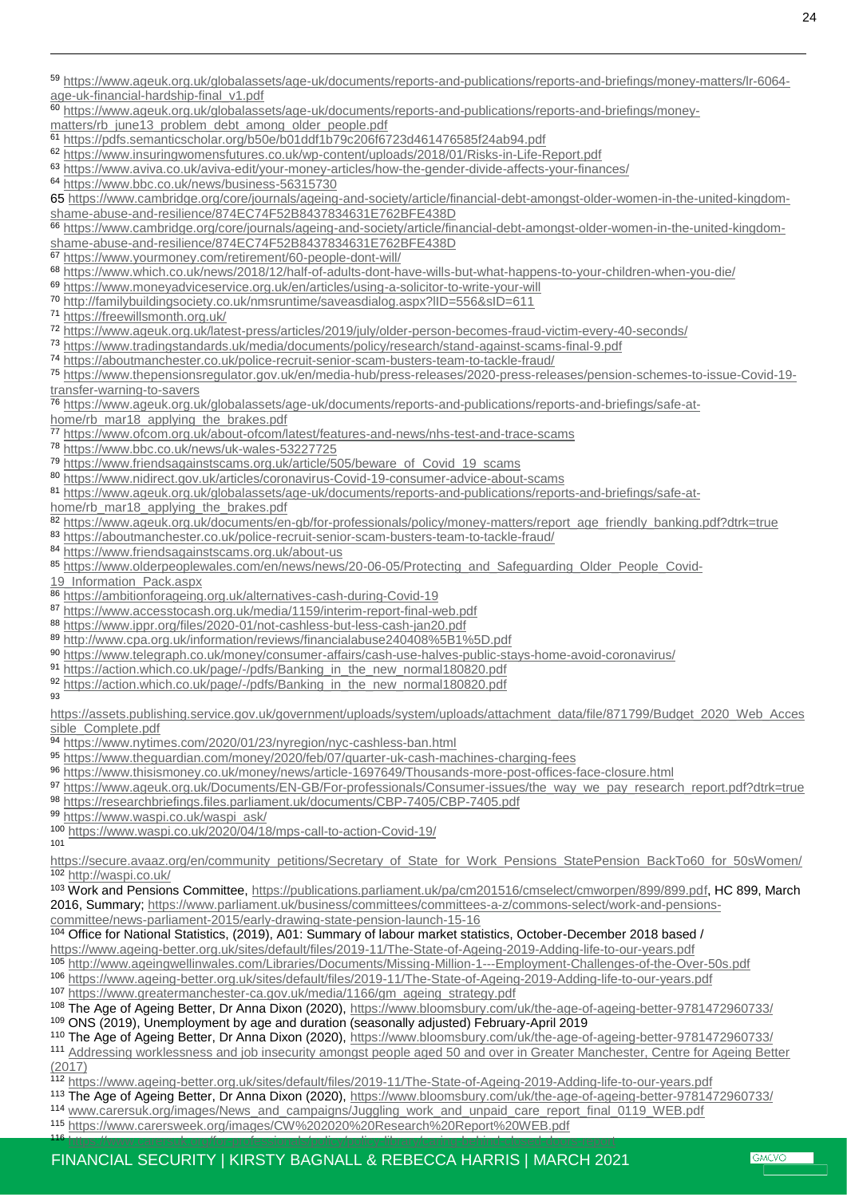[59] https://www.ageuk.org.uk/globalassets/age-uk/documents/reports-and-publications/reports-and-briefings/money-matters/lr-6064-age-uk-financial-hardship-final_v1.pdf

[60] https://www.ageuk.org.uk/globalassets/age-uk/documents/reports-and-publications/reports-and-briefings/money-matters/rb_june13_problem_debt_among_older_people.pdf

[61] https://pdfs.semanticscholar.org/b50e/b01ddf1b79c206f6723d461476585f24ab94.pdf

[62] https://www.insuringwomensfutures.co.uk/wp-content/uploads/2018/01/Risks-in-Life-Report.pdf

[63] https://www.aviva.co.uk/aviva-edit/your-money-articles/how-the-gender-divide-affects-your-finances/

[64] https://www.bbc.co.uk/news/business-56315730

65 https://www.cambridge.org/core/journals/ageing-and-society/article/financial-debt-amongst-older-women-in-the-united-kingdom-shame-abuse-and-resilience/874EC74F52B8437834631E762BFE438D

[66] https://www.cambridge.org/core/journals/ageing-and-society/article/financial-debt-amongst-older-women-in-the-united-kingdom-shame-abuse-and-resilience/874EC74F52B8437834631E762BFE438D

[67] https://www.yourmoney.com/retirement/60-people-dont-will/

[68] https://www.which.co.uk/news/2018/12/half-of-adults-dont-have-wills-but-what-happens-to-your-children-when-you-die/

[69] https://www.moneyadviceservice.org.uk/en/articles/using-a-solicitor-to-write-your-will

[70] http://familybuildingsociety.co.uk/nmsruntime/saveasdialog.aspx?lID=556&sID=611

[71] https://freewillsmonth.org.uk/

[72] https://www.ageuk.org.uk/latest-press/articles/2019/july/older-person-becomes-fraud-victim-every-40-seconds/

[73] https://www.tradingstandards.uk/media/documents/policy/research/stand-against-scams-final-9.pdf

[74] https://aboutmanchester.co.uk/police-recruit-senior-scam-busters-team-to-tackle-fraud/

[75] https://www.thepensionsregulator.gov.uk/en/media-hub/press-releases/2020-press-releases/pension-schemes-to-issue-Covid-19-transfer-warning-to-savers

[76] https://www.ageuk.org.uk/globalassets/age-uk/documents/reports-and-publications/reports-and-briefings/safe-at-home/rb_mar18_applying_the_brakes.pdf

[77] https://www.ofcom.org.uk/about-ofcom/latest/features-and-news/nhs-test-and-trace-scams

[78] https://www.bbc.co.uk/news/uk-wales-53227725

[79] https://www.friendsagainstscams.org.uk/article/505/beware_of_Covid_19_scams

[80] https://www.nidirect.gov.uk/articles/coronavirus-Covid-19-consumer-advice-about-scams

[81] https://www.ageuk.org.uk/globalassets/age-uk/documents/reports-and-publications/reports-and-briefings/safe-at-home/rb_mar18_applying_the_brakes.pdf

[82] https://www.ageuk.org.uk/documents/en-gb/for-professionals/policy/money-matters/report_age_friendly_banking.pdf?dtrk=true

[83] https://aboutmanchester.co.uk/police-recruit-senior-scam-busters-team-to-tackle-fraud/

[84] https://www.friendsagainstscams.org.uk/about-us

[85] https://www.olderpeoplewales.com/en/news/news/20-06-05/Protecting_and_Safeguarding_Older_People_Covid-19_Information_Pack.aspx

[86] https://ambitionforageing.org.uk/alternatives-cash-during-Covid-19

[87] https://www.accesstocash.org.uk/media/1159/interim-report-final-web.pdf

[88] https://www.ippr.org/files/2020-01/not-cashless-but-less-cash-jan20.pdf

[89] http://www.cpa.org.uk/information/reviews/financialabuse240408%5B1%5D.pdf

[90] https://www.telegraph.co.uk/money/consumer-affairs/cash-use-halves-public-stays-home-avoid-coronavirus/

[91] https://action.which.co.uk/page/-/pdfs/Banking_in_the_new_normal180820.pdf

[92] https://action.which.co.uk/page/-/pdfs/Banking_in_the_new_normal180820.pdf

[93] https://assets.publishing.service.gov.uk/government/uploads/system/uploads/attachment_data/file/871799/Budget_2020_Web_Accessible_Complete.pdf

[94] https://www.nytimes.com/2020/01/23/nyregion/nyc-cashless-ban.html

[95] https://www.theguardian.com/money/2020/feb/07/quarter-uk-cash-machines-charging-fees

[96] https://www.thisismoney.co.uk/money/news/article-1697649/Thousands-more-post-offices-face-closure.html

[97] https://www.ageuk.org.uk/Documents/EN-GB/For-professionals/Consumer-issues/the_way_we_pay_research_report.pdf?dtrk=true

[98] https://researchbriefings.files.parliament.uk/documents/CBP-7405/CBP-7405.pdf

[99] https://www.waspi.co.uk/waspi_ask/

[100] https://www.waspi.co.uk/2020/04/18/mps-call-to-action-Covid-19/

[101] https://secure.avaaz.org/en/community_petitions/Secretary_of_State_for_Work_Pensions_StatePension_BackTo60_for_50sWomen/

[102] http://waspi.co.uk/

[103] Work and Pensions Committee, https://publications.parliament.uk/pa/cm201516/cmselect/cmworpen/899/899.pdf, HC 899, March 2016, Summary; https://www.parliament.uk/business/committees/committees-a-z/commons-select/work-and-pensions-committee/news-parliament-2015/early-drawing-state-pension-launch-15-16

[104] Office for National Statistics, (2019), A01: Summary of labour market statistics, October-December 2018 based / https://www.ageing-better.org.uk/sites/default/files/2019-11/The-State-of-Ageing-2019-Adding-life-to-our-years.pdf

[105] http://www.ageingwellinwales.com/Libraries/Documents/Missing-Million-1---Employment-Challenges-of-the-Over-50s.pdf

[106] https://www.ageing-better.org.uk/sites/default/files/2019-11/The-State-of-Ageing-2019-Adding-life-to-our-years.pdf

[107] https://www.greatermanchester-ca.gov.uk/media/1166/gm_ageing_strategy.pdf

[108] The Age of Ageing Better, Dr Anna Dixon (2020), https://www.bloomsbury.com/uk/the-age-of-ageing-better-9781472960733/

[109] ONS (2019), Unemployment by age and duration (seasonally adjusted) February-April 2019

[110] The Age of Ageing Better, Dr Anna Dixon (2020), https://www.bloomsbury.com/uk/the-age-of-ageing-better-9781472960733/

[111] Addressing worklessness and job insecurity amongst people aged 50 and over in Greater Manchester, Centre for Ageing Better (2017)

[112] https://www.ageing-better.org.uk/sites/default/files/2019-11/The-State-of-Ageing-2019-Adding-life-to-our-years.pdf

[113] The Age of Ageing Better, Dr Anna Dixon (2020), https://www.bloomsbury.com/uk/the-age-of-ageing-better-9781472960733/

[114] www.carersuk.org/images/News_and_campaigns/Juggling_work_and_unpaid_care_report_final_0119_WEB.pdf

[115] https://www.carersweek.org/images/CW%202020%20Research%20Report%20WEB.pdf

[116] https://www.carersuk.org/for-professionals/policy/policy-library/caring-behind-closed-doors-report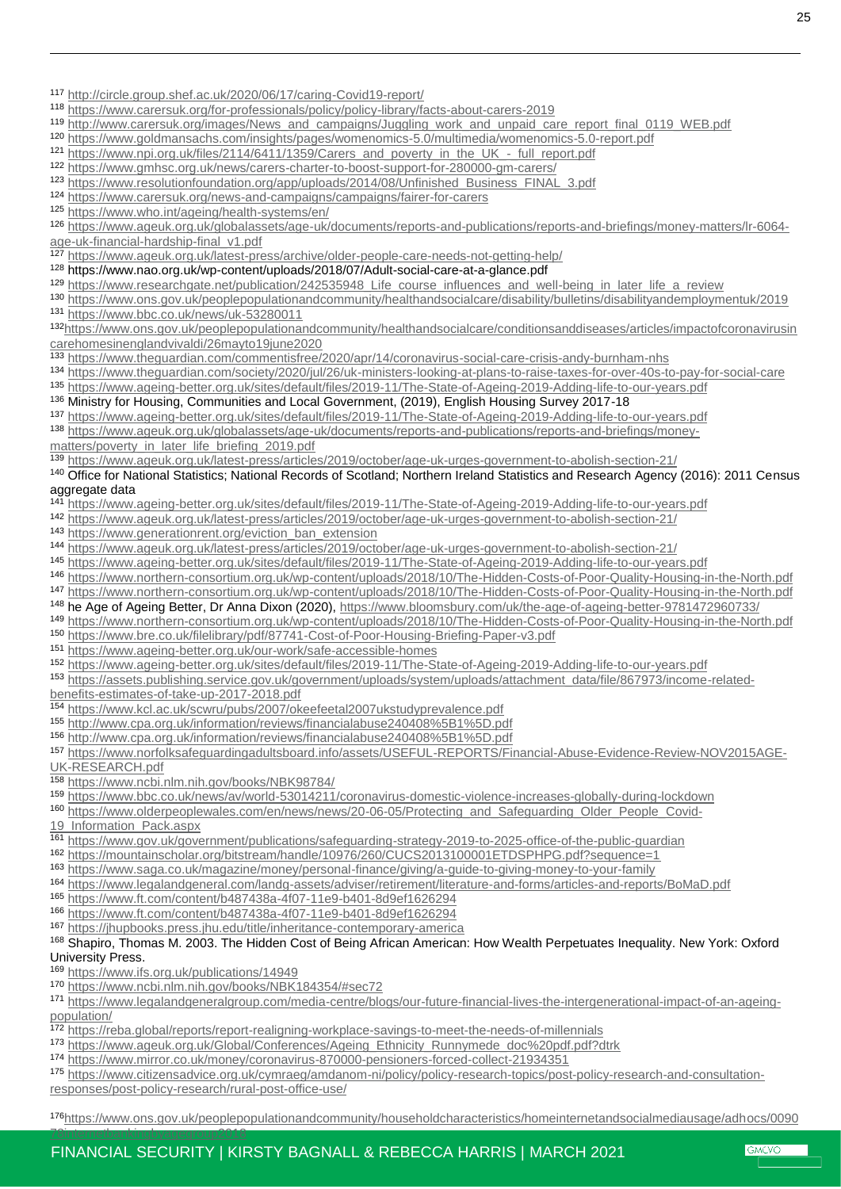[117] http://circle.group.shef.ac.uk/2020/06/17/caring-Covid19-report/

[118] https://www.carersuk.org/for-professionals/policy/policy-library/facts-about-carers-2019

[119] http://www.carersuk.org/images/News_and_campaigns/Juggling_work_and_unpaid_care_report_final_0119_WEB.pdf

[120] https://www.goldmansachs.com/insights/pages/womenomics-5.0/multimedia/womenomics-5.0-report.pdf

[121] https://www.npi.org.uk/files/2114/6411/1359/Carers_and_poverty_in_the_UK_-_full_report.pdf

[122] https://www.gmhsc.org.uk/news/carers-charter-to-boost-support-for-280000-gm-carers/

[123] https://www.resolutionfoundation.org/app/uploads/2014/08/Unfinished_Business_FINAL_3.pdf

[124] https://www.carersuk.org/news-and-campaigns/campaigns/fairer-for-carers

[125] https://www.who.int/ageing/health-systems/en/

[126] https://www.ageuk.org.uk/globalassets/age-uk/documents/reports-and-publications/reports-and-briefings/money-matters/lr-6064-age-uk-financial-hardship-final_v1.pdf

[127] https://www.ageuk.org.uk/latest-press/archive/older-people-care-needs-not-getting-help/

[128] https://www.nao.org.uk/wp-content/uploads/2018/07/Adult-social-care-at-a-glance.pdf

[129] https://www.researchgate.net/publication/242535948_Life_course_influences_and_well-being_in_later_life_a_review

[130] https://www.ons.gov.uk/peoplepopulationandcommunity/healthandsocialcare/disability/bulletins/disabilityandemploymentuk/2019

[131] https://www.bbc.co.uk/news/uk-53280011

[132] https://www.ons.gov.uk/peoplepopulationandcommunity/healthandsocialcare/conditionsanddiseases/articles/impactofcoronavirusincarehomesinenglandvivaldi/26mayto19june2020

[133] https://www.theguardian.com/commentisfree/2020/apr/14/coronavirus-social-care-crisis-andy-burnham-nhs

[134] https://www.theguardian.com/society/2020/jul/26/uk-ministers-looking-at-plans-to-raise-taxes-for-over-40s-to-pay-for-social-care

[135] https://www.ageing-better.org.uk/sites/default/files/2019-11/The-State-of-Ageing-2019-Adding-life-to-our-years.pdf

[136] Ministry for Housing, Communities and Local Government, (2019), English Housing Survey 2017-18

[137] https://www.ageing-better.org.uk/sites/default/files/2019-11/The-State-of-Ageing-2019-Adding-life-to-our-years.pdf

[138] https://www.ageuk.org.uk/globalassets/age-uk/documents/reports-and-publications/reports-and-briefings/money-matters/poverty_in_later_life_briefing_2019.pdf

[139] https://www.ageuk.org.uk/latest-press/articles/2019/october/age-uk-urges-government-to-abolish-section-21/

[140] Office for National Statistics; National Records of Scotland; Northern Ireland Statistics and Research Agency (2016): 2011 Census aggregate data

[141] https://www.ageing-better.org.uk/sites/default/files/2019-11/The-State-of-Ageing-2019-Adding-life-to-our-years.pdf

[142] https://www.ageuk.org.uk/latest-press/articles/2019/october/age-uk-urges-government-to-abolish-section-21/

[143] https://www.generationrent.org/eviction_ban_extension

[144] https://www.ageuk.org.uk/latest-press/articles/2019/october/age-uk-urges-government-to-abolish-section-21/

[145] https://www.ageing-better.org.uk/sites/default/files/2019-11/The-State-of-Ageing-2019-Adding-life-to-our-years.pdf

[146] https://www.northern-consortium.org.uk/wp-content/uploads/2018/10/The-Hidden-Costs-of-Poor-Quality-Housing-in-the-North.pdf

[147] https://www.northern-consortium.org.uk/wp-content/uploads/2018/10/The-Hidden-Costs-of-Poor-Quality-Housing-in-the-North.pdf

[148] he Age of Ageing Better, Dr Anna Dixon (2020), https://www.bloomsbury.com/uk/the-age-of-ageing-better-9781472960733/

[149] https://www.northern-consortium.org.uk/wp-content/uploads/2018/10/The-Hidden-Costs-of-Poor-Quality-Housing-in-the-North.pdf

[150] https://www.bre.co.uk/filelibrary/pdf/87741-Cost-of-Poor-Housing-Briefing-Paper-v3.pdf

[151] https://www.ageing-better.org.uk/our-work/safe-accessible-homes

[152] https://www.ageing-better.org.uk/sites/default/files/2019-11/The-State-of-Ageing-2019-Adding-life-to-our-years.pdf

[153] https://assets.publishing.service.gov.uk/government/uploads/system/uploads/attachment_data/file/867973/income-related-benefits-estimates-of-take-up-2017-2018.pdf

[154] https://www.kcl.ac.uk/scwru/pubs/2007/okeefeetal2007ukstudyprevalence.pdf

[155] http://www.cpa.org.uk/information/reviews/financialabuse240408%5B1%5D.pdf

[156] http://www.cpa.org.uk/information/reviews/financialabuse240408%5B1%5D.pdf

[157] https://www.norfolksafeguardingadultsboard.info/assets/USEFUL-REPORTS/Financial-Abuse-Evidence-Review-NOV2015AGE-UK-RESEARCH.pdf

[158] https://www.ncbi.nlm.nih.gov/books/NBK98784/

[159] https://www.bbc.co.uk/news/av/world-53014211/coronavirus-domestic-violence-increases-globally-during-lockdown

[160] https://www.olderpeoplewales.com/en/news/news/20-06-05/Protecting_and_Safeguarding_Older_People_Covid-19_Information_Pack.aspx

[161] https://www.gov.uk/government/publications/safeguarding-strategy-2019-to-2025-office-of-the-public-guardian

[162] https://mountainscholar.org/bitstream/handle/10976/260/CUCS2013100001ETDSPHPG.pdf?sequence=1

[163] https://www.saga.co.uk/magazine/money/personal-finance/giving/a-guide-to-giving-money-to-your-family

[164] https://www.legalandgeneral.com/landg-assets/adviser/retirement/literature-and-forms/articles-and-reports/BoMaD.pdf

[165] https://www.ft.com/content/b487438a-4f07-11e9-b401-8d9ef1626294

[166] https://www.ft.com/content/b487438a-4f07-11e9-b401-8d9ef1626294

[167] https://jhupbooks.press.jhu.edu/title/inheritance-contemporary-america

[168] Shapiro, Thomas M. 2003. The Hidden Cost of Being African American: How Wealth Perpetuates Inequality. New York: Oxford University Press.

[169] https://www.ifs.org.uk/publications/14949

[170] https://www.ncbi.nlm.nih.gov/books/NBK184354/#sec72

[171] https://www.legalandgeneralgroup.com/media-centre/blogs/our-future-financial-lives-the-intergenerational-impact-of-an-ageing-population/

[172] https://reba.global/reports/report-realigning-workplace-savings-to-meet-the-needs-of-millennials

[173] https://www.ageuk.org.uk/Global/Conferences/Ageing_Ethnicity_Runnymede_doc%20pdf.pdf?dtrk

[174] https://www.mirror.co.uk/money/coronavirus-870000-pensioners-forced-collect-21934351

[175] https://www.citizensadvice.org.uk/cymraeg/amdanom-ni/policy/policy-research-topics/post-policy-research-and-consultation-responses/post-policy-research/rural-post-office-use/

[176] https://www.ons.gov.uk/peoplepopulationandcommunity/householdcharacteristics/homeinternetandsocialmediausage/adhocs/009078internetbankingbyagegroup2018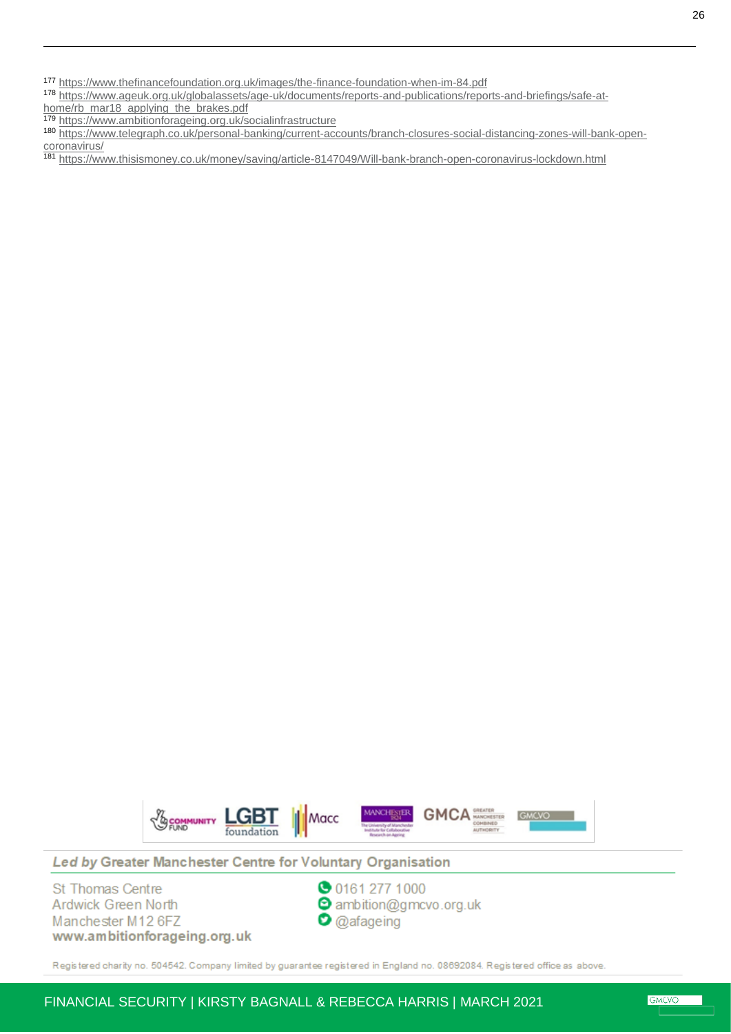[177] https://www.thefinancefoundation.org.uk/images/the-finance-foundation-when-im-84.pdf

[178] https://www.ageuk.org.uk/globalassets/age-uk/documents/reports-and-publications/reports-and-briefings/safe-at-home/rb_mar18_applying_the_brakes.pdf

[179] https://www.ambitionforageing.org.uk/socialinfrastructure

[180] https://www.telegraph.co.uk/personal-banking/current-accounts/branch-closures-social-distancing-zones-will-bank-open-coronavirus/

[181] https://www.thisismoney.co.uk/money/saving/article-8147049/Will-bank-branch-open-coronavirus-lockdown.html

*Led by* **Greater Manchester Centre for Voluntary Organisation**

St Thomas Centre
Ardwick Green North
Manchester M12 6FZ
**www.ambitionforageing.org.uk**

0161 277 1000
ambition@gmcvo.org.uk
@afageing

Registered charity no. 504542. Company limited by guarantee registered in England no. 08692084. Registered office as above.